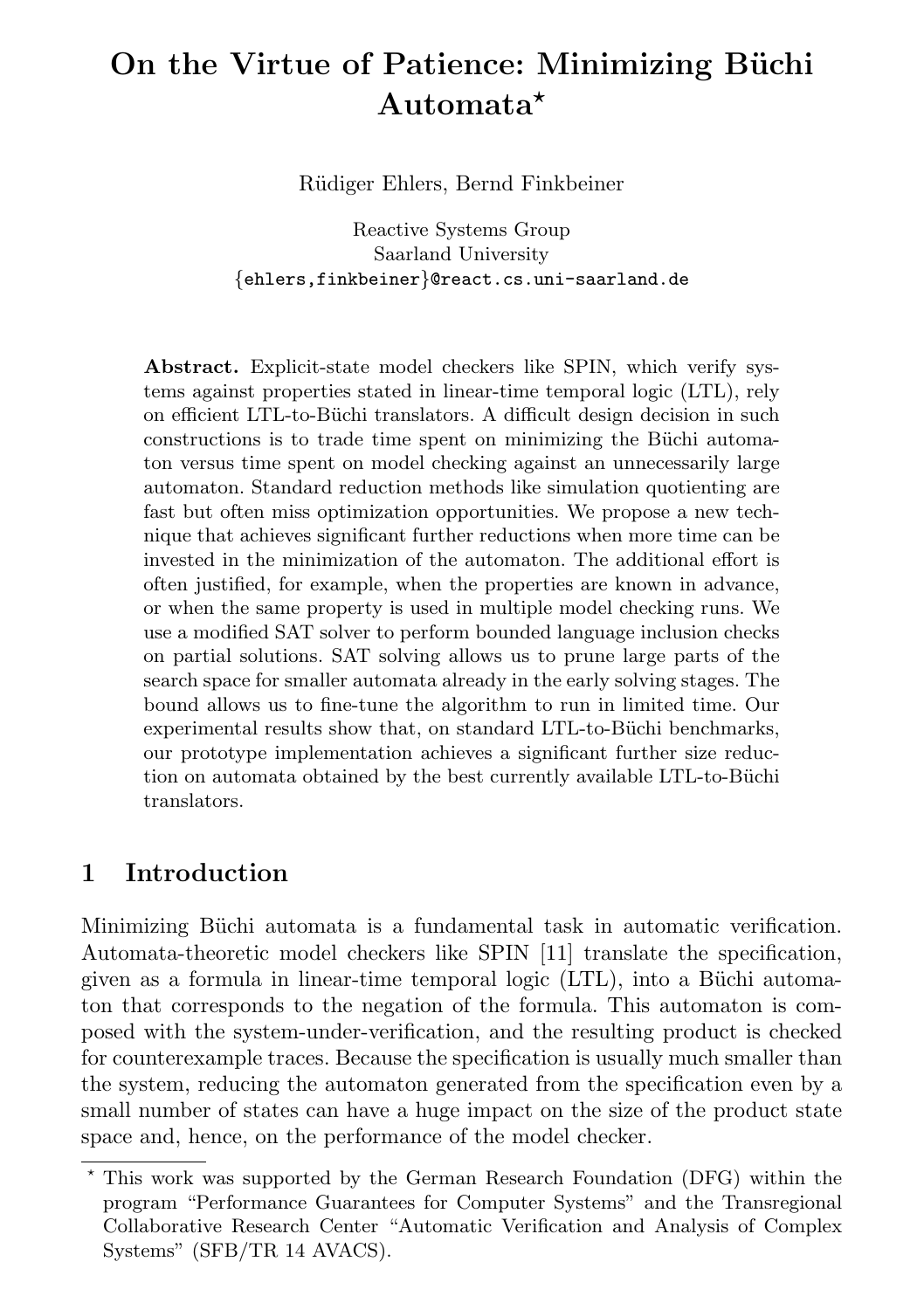# On the Virtue of Patience: Minimizing Büchi Automata*

Rüdiger Ehlers, Bernd Finkbeiner

Reactive Systems Group
Saarland University
{ehlers,finkbeiner}@react.cs.uni-saarland.de

**Abstract.** Explicit-state model checkers like SPIN, which verify systems against properties stated in linear-time temporal logic (LTL), rely on efficient LTL-to-Büchi translators. A difficult design decision in such constructions is to trade time spent on minimizing the Büchi automaton versus time spent on model checking against an unnecessarily large automaton. Standard reduction methods like simulation quotienting are fast but often miss optimization opportunities. We propose a new technique that achieves significant further reductions when more time can be invested in the minimization of the automaton. The additional effort is often justified, for example, when the properties are known in advance, or when the same property is used in multiple model checking runs. We use a modified SAT solver to perform bounded language inclusion checks on partial solutions. SAT solving allows us to prune large parts of the search space for smaller automata already in the early solving stages. The bound allows us to fine-tune the algorithm to run in limited time. Our experimental results show that, on standard LTL-to-Büchi benchmarks, our prototype implementation achieves a significant further size reduction on automata obtained by the best currently available LTL-to-Büchi translators.

## 1 Introduction

Minimizing Büchi automata is a fundamental task in automatic verification. Automata-theoretic model checkers like SPIN [11] translate the specification, given as a formula in linear-time temporal logic (LTL), into a Büchi automaton that corresponds to the negation of the formula. This automaton is composed with the system-under-verification, and the resulting product is checked for counterexample traces. Because the specification is usually much smaller than the system, reducing the automaton generated from the specification even by a small number of states can have a huge impact on the size of the product state space and, hence, on the performance of the model checker.

* This work was supported by the German Research Foundation (DFG) within the program "Performance Guarantees for Computer Systems" and the Transregional Collaborative Research Center "Automatic Verification and Analysis of Complex Systems" (SFB/TR 14 AVACS).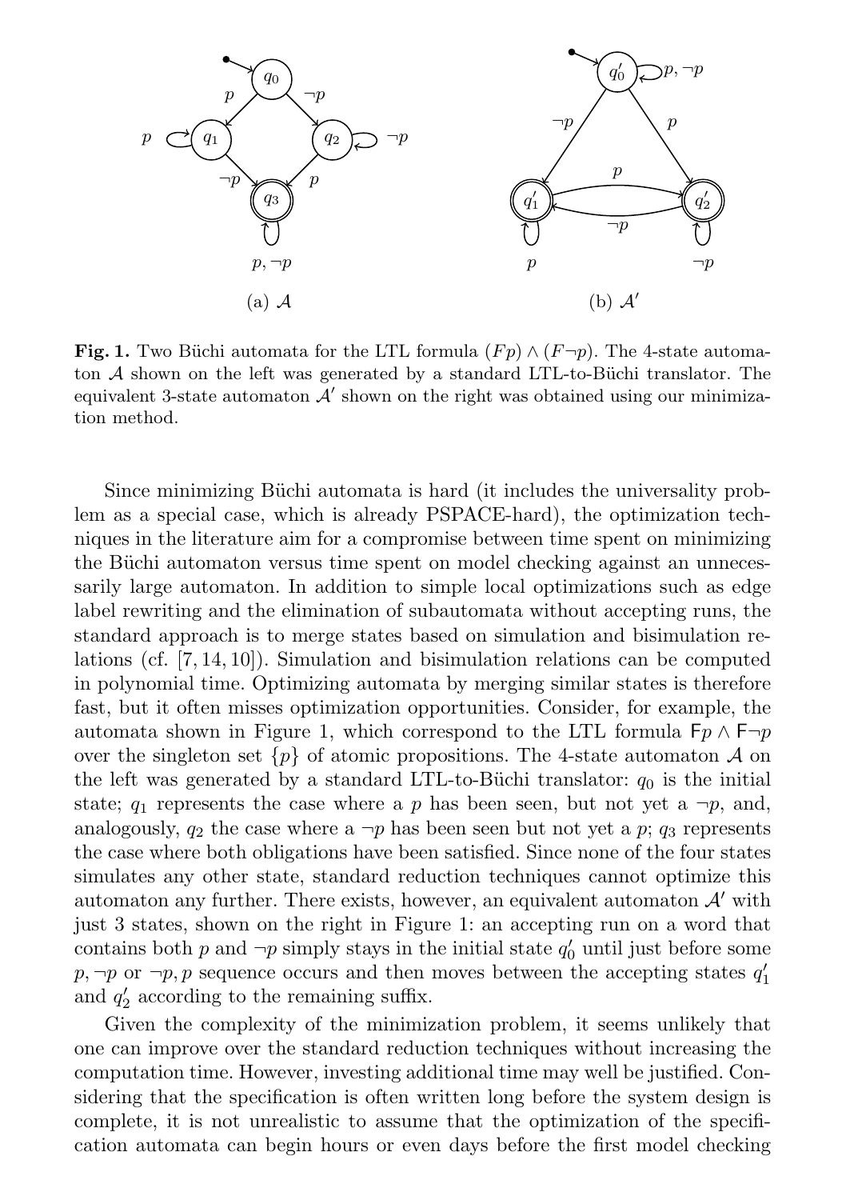(a) $\mathcal{A}$

(b) $\mathcal{A}'$

**Fig. 1.** Two Büchi automata for the LTL formula $(Fp) \wedge (F\neg p)$. The 4-state automaton $\mathcal{A}$ shown on the left was generated by a standard LTL-to-Büchi translator. The equivalent 3-state automaton $\mathcal{A}'$ shown on the right was obtained using our minimization method.

Since minimizing Büchi automata is hard (it includes the universality problem as a special case, which is already PSPACE-hard), the optimization techniques in the literature aim for a compromise between time spent on minimizing the Büchi automaton versus time spent on model checking against an unnecessarily large automaton. In addition to simple local optimizations such as edge label rewriting and the elimination of subautomata without accepting runs, the standard approach is to merge states based on simulation and bisimulation relations (cf. [7, 14, 10]). Simulation and bisimulation relations can be computed in polynomial time. Optimizing automata by merging similar states is therefore fast, but it often misses optimization opportunities. Consider, for example, the automata shown in Figure 1, which correspond to the LTL formula $\mathsf{F}p \wedge \mathsf{F}\neg p$ over the singleton set $\{p\}$ of atomic propositions. The 4-state automaton $\mathcal{A}$ on the left was generated by a standard LTL-to-Büchi translator: $q_0$ is the initial state; $q_1$ represents the case where a $p$ has been seen, but not yet a $\neg p$, and, analogously, $q_2$ the case where a $\neg p$ has been seen but not yet a $p$; $q_3$ represents the case where both obligations have been satisfied. Since none of the four states simulates any other state, standard reduction techniques cannot optimize this automaton any further. There exists, however, an equivalent automaton $\mathcal{A}'$ with just 3 states, shown on the right in Figure 1: an accepting run on a word that contains both $p$ and $\neg p$ simply stays in the initial state $q_0'$ until just before some $p, \neg p$ or $\neg p, p$ sequence occurs and then moves between the accepting states $q_1'$ and $q_2'$ according to the remaining suffix.

Given the complexity of the minimization problem, it seems unlikely that one can improve over the standard reduction techniques without increasing the computation time. However, investing additional time may well be justified. Considering that the specification is often written long before the system design is complete, it is not unrealistic to assume that the optimization of the specification automata can begin hours or even days before the first model checking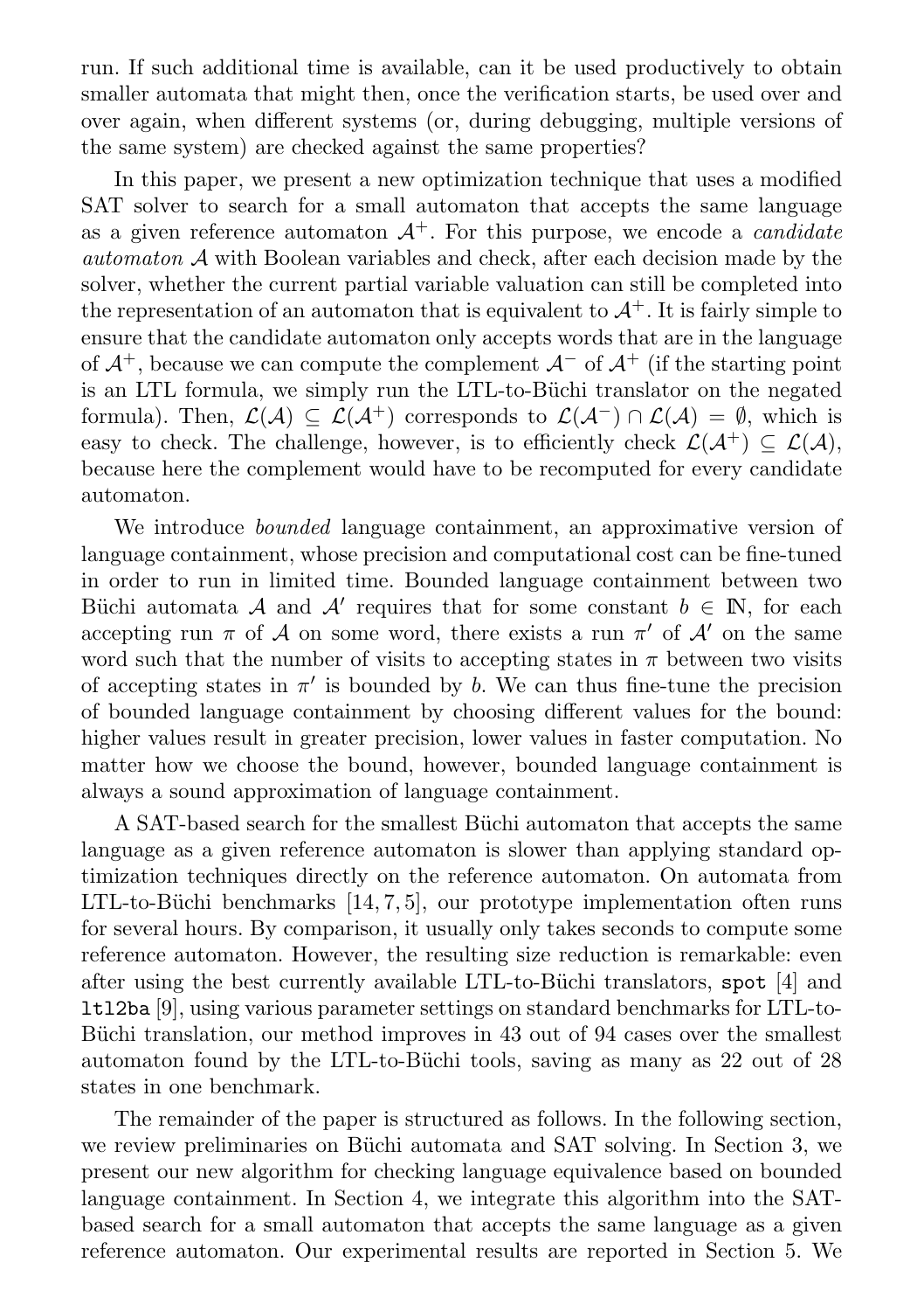run. If such additional time is available, can it be used productively to obtain smaller automata that might then, once the verification starts, be used over and over again, when different systems (or, during debugging, multiple versions of the same system) are checked against the same properties?

In this paper, we present a new optimization technique that uses a modified SAT solver to search for a small automaton that accepts the same language as a given reference automaton $\mathcal{A}^+$. For this purpose, we encode a *candidate automaton* $\mathcal{A}$ with Boolean variables and check, after each decision made by the solver, whether the current partial variable valuation can still be completed into the representation of an automaton that is equivalent to $\mathcal{A}^+$. It is fairly simple to ensure that the candidate automaton only accepts words that are in the language of $\mathcal{A}^+$, because we can compute the complement $\mathcal{A}^-$ of $\mathcal{A}^+$ (if the starting point is an LTL formula, we simply run the LTL-to-Büchi translator on the negated formula). Then, $\mathcal{L}(\mathcal{A}) \subseteq \mathcal{L}(\mathcal{A}^+)$ corresponds to $\mathcal{L}(\mathcal{A}^-) \cap \mathcal{L}(\mathcal{A}) = \emptyset$, which is easy to check. The challenge, however, is to efficiently check $\mathcal{L}(\mathcal{A}^+) \subseteq \mathcal{L}(\mathcal{A})$, because here the complement would have to be recomputed for every candidate automaton.

We introduce *bounded* language containment, an approximative version of language containment, whose precision and computational cost can be fine-tuned in order to run in limited time. Bounded language containment between two Büchi automata $\mathcal{A}$ and $\mathcal{A}'$ requires that for some constant $b \in \mathbb{N}$, for each accepting run $\pi$ of $\mathcal{A}$ on some word, there exists a run $\pi'$ of $\mathcal{A}'$ on the same word such that the number of visits to accepting states in $\pi$ between two visits of accepting states in $\pi'$ is bounded by $b$. We can thus fine-tune the precision of bounded language containment by choosing different values for the bound: higher values result in greater precision, lower values in faster computation. No matter how we choose the bound, however, bounded language containment is always a sound approximation of language containment.

A SAT-based search for the smallest Büchi automaton that accepts the same language as a given reference automaton is slower than applying standard optimization techniques directly on the reference automaton. On automata from LTL-to-Büchi benchmarks [14, 7, 5], our prototype implementation often runs for several hours. By comparison, it usually only takes seconds to compute some reference automaton. However, the resulting size reduction is remarkable: even after using the best currently available LTL-to-Büchi translators, `spot` [4] and `ltl2ba` [9], using various parameter settings on standard benchmarks for LTL-to-Büchi translation, our method improves in 43 out of 94 cases over the smallest automaton found by the LTL-to-Büchi tools, saving as many as 22 out of 28 states in one benchmark.

The remainder of the paper is structured as follows. In the following section, we review preliminaries on Büchi automata and SAT solving. In Section 3, we present our new algorithm for checking language equivalence based on bounded language containment. In Section 4, we integrate this algorithm into the SAT-based search for a small automaton that accepts the same language as a given reference automaton. Our experimental results are reported in Section 5. We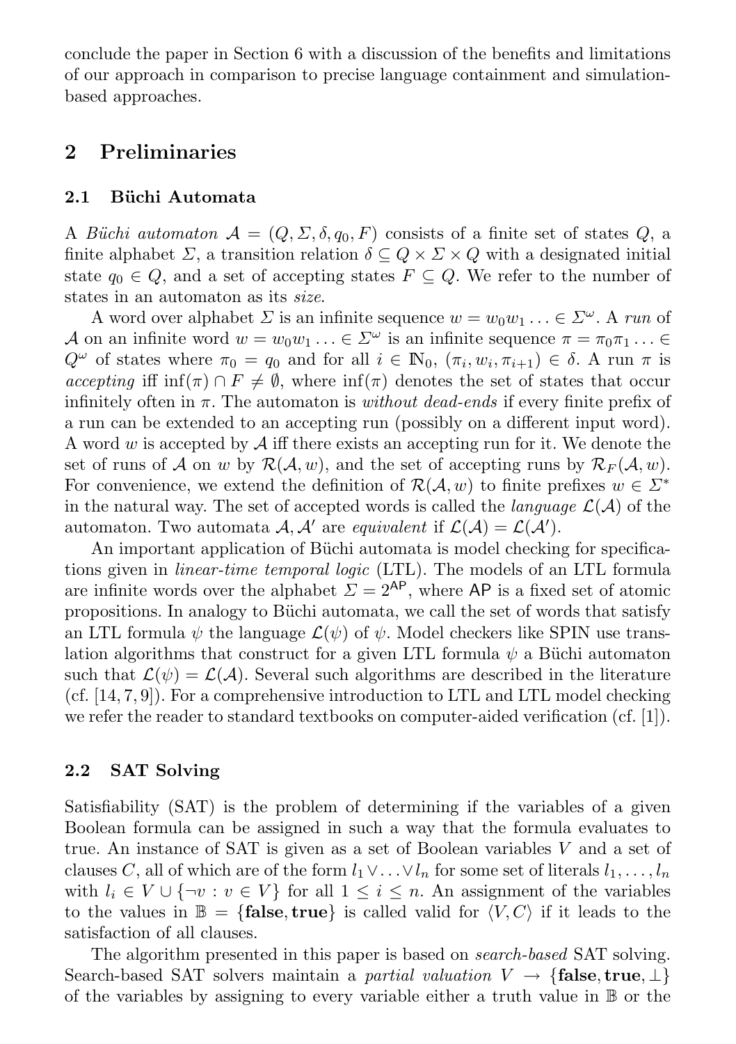conclude the paper in Section 6 with a discussion of the benefits and limitations of our approach in comparison to precise language containment and simulation-based approaches.

## 2 Preliminaries

### 2.1 Büchi Automata

A *Büchi automaton* $\mathcal{A} = (Q, \Sigma, \delta, q_0, F)$ consists of a finite set of states $Q$, a finite alphabet $\Sigma$, a transition relation $\delta \subseteq Q \times \Sigma \times Q$ with a designated initial state $q_0 \in Q$, and a set of accepting states $F \subseteq Q$. We refer to the number of states in an automaton as its *size*.

A word over alphabet $\Sigma$ is an infinite sequence $w = w_0 w_1 \ldots \in \Sigma^\omega$. A *run* of $\mathcal{A}$ on an infinite word $w = w_0 w_1 \ldots \in \Sigma^\omega$ is an infinite sequence $\pi = \pi_0 \pi_1 \ldots \in Q^\omega$ of states where $\pi_0 = q_0$ and for all $i \in \mathbb{N}_0$, $(\pi_i, w_i, \pi_{i+1}) \in \delta$. A run $\pi$ is *accepting* iff $\inf(\pi) \cap F \neq \emptyset$, where $\inf(\pi)$ denotes the set of states that occur infinitely often in $\pi$. The automaton is *without dead-ends* if every finite prefix of a run can be extended to an accepting run (possibly on a different input word). A word $w$ is accepted by $\mathcal{A}$ iff there exists an accepting run for it. We denote the set of runs of $\mathcal{A}$ on $w$ by $\mathcal{R}(\mathcal{A}, w)$, and the set of accepting runs by $\mathcal{R}_F(\mathcal{A}, w)$. For convenience, we extend the definition of $\mathcal{R}(\mathcal{A}, w)$ to finite prefixes $w \in \Sigma^*$ in the natural way. The set of accepted words is called the *language* $\mathcal{L}(\mathcal{A})$ of the automaton. Two automata $\mathcal{A}, \mathcal{A}'$ are *equivalent* if $\mathcal{L}(\mathcal{A}) = \mathcal{L}(\mathcal{A}')$.

An important application of Büchi automata is model checking for specifications given in *linear-time temporal logic* (LTL). The models of an LTL formula are infinite words over the alphabet $\Sigma = 2^{\mathsf{AP}}$, where $\mathsf{AP}$ is a fixed set of atomic propositions. In analogy to Büchi automata, we call the set of words that satisfy an LTL formula $\psi$ the language $\mathcal{L}(\psi)$ of $\psi$. Model checkers like SPIN use translation algorithms that construct for a given LTL formula $\psi$ a Büchi automaton such that $\mathcal{L}(\psi) = \mathcal{L}(\mathcal{A})$. Several such algorithms are described in the literature (cf. [14, 7, 9]). For a comprehensive introduction to LTL and LTL model checking we refer the reader to standard textbooks on computer-aided verification (cf. [1]).

### 2.2 SAT Solving

Satisfiability (SAT) is the problem of determining if the variables of a given Boolean formula can be assigned in such a way that the formula evaluates to true. An instance of SAT is given as a set of Boolean variables $V$ and a set of clauses $C$, all of which are of the form $l_1 \vee \ldots \vee l_n$ for some set of literals $l_1, \ldots, l_n$ with $l_i \in V \cup \{\neg v : v \in V\}$ for all $1 \leq i \leq n$. An assignment of the variables to the values in $\mathbb{B} = \{\textbf{false}, \textbf{true}\}$ is called valid for $\langle V, C \rangle$ if it leads to the satisfaction of all clauses.

The algorithm presented in this paper is based on *search-based* SAT solving. Search-based SAT solvers maintain a *partial valuation* $V \rightarrow \{\textbf{false}, \textbf{true}, \perp\}$ of the variables by assigning to every variable either a truth value in $\mathbb{B}$ or the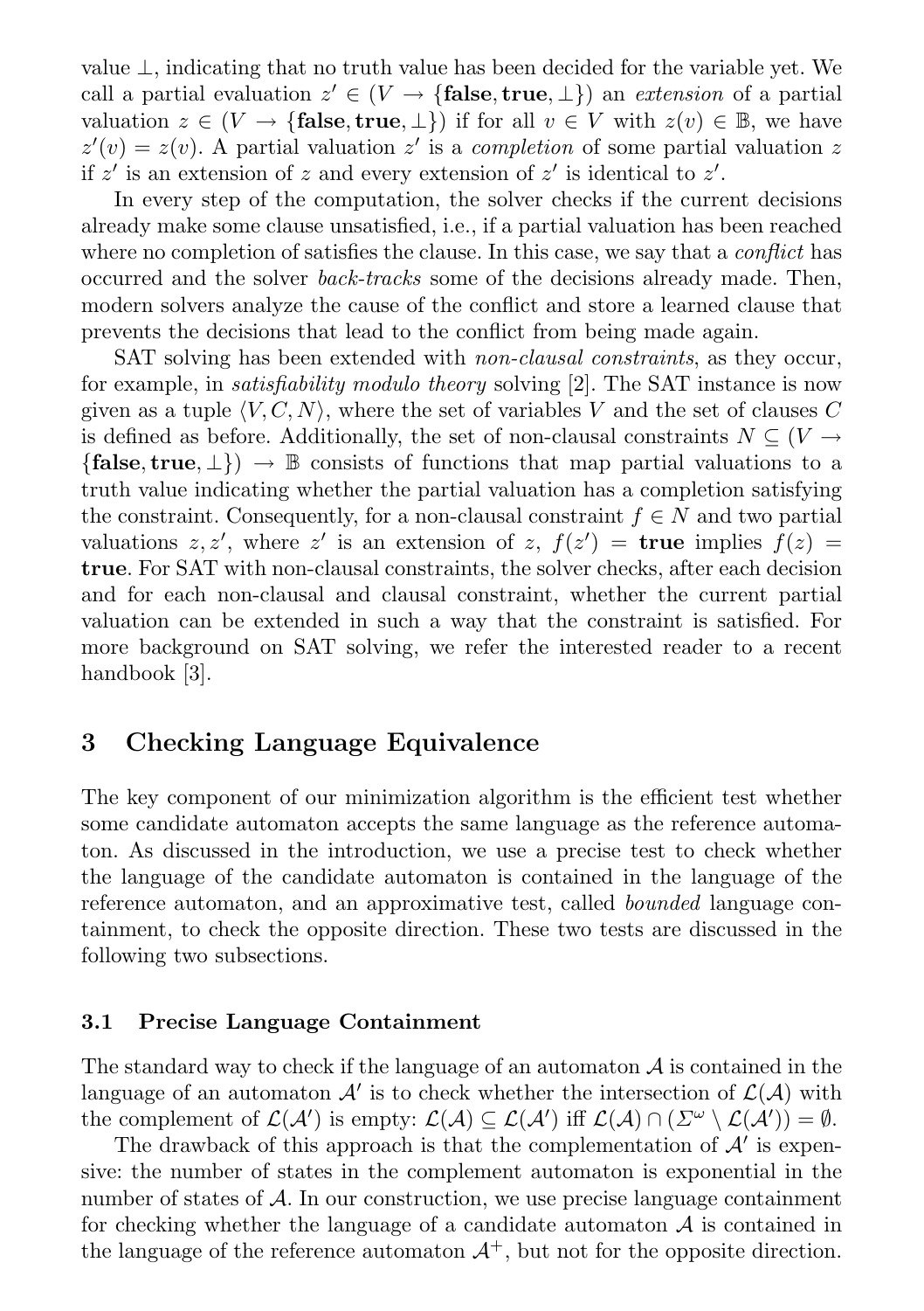value $\perp$, indicating that no truth value has been decided for the variable yet. We call a partial evaluation $z' \in (V \to \{\mathbf{false}, \mathbf{true}, \perp\})$ an *extension* of a partial valuation $z \in (V \to \{\mathbf{false}, \mathbf{true}, \perp\})$ if for all $v \in V$ with $z(v) \in \mathbb{B}$, we have $z'(v) = z(v)$. A partial valuation $z'$ is a *completion* of some partial valuation $z$ if $z'$ is an extension of $z$ and every extension of $z'$ is identical to $z'$.

In every step of the computation, the solver checks if the current decisions already make some clause unsatisfied, i.e., if a partial valuation has been reached where no completion of satisfies the clause. In this case, we say that a *conflict* has occurred and the solver *back-tracks* some of the decisions already made. Then, modern solvers analyze the cause of the conflict and store a learned clause that prevents the decisions that lead to the conflict from being made again.

SAT solving has been extended with *non-clausal constraints*, as they occur, for example, in *satisfiability modulo theory* solving [2]. The SAT instance is now given as a tuple $\langle V, C, N \rangle$, where the set of variables $V$ and the set of clauses $C$ is defined as before. Additionally, the set of non-clausal constraints $N \subseteq (V \to \{\mathbf{false}, \mathbf{true}, \perp\}) \to \mathbb{B}$ consists of functions that map partial valuations to a truth value indicating whether the partial valuation has a completion satisfying the constraint. Consequently, for a non-clausal constraint $f \in N$ and two partial valuations $z, z'$, where $z'$ is an extension of $z$, $f(z') = \mathbf{true}$ implies $f(z) = \mathbf{true}$. For SAT with non-clausal constraints, the solver checks, after each decision and for each non-clausal and clausal constraint, whether the current partial valuation can be extended in such a way that the constraint is satisfied. For more background on SAT solving, we refer the interested reader to a recent handbook [3].

## 3 Checking Language Equivalence

The key component of our minimization algorithm is the efficient test whether some candidate automaton accepts the same language as the reference automaton. As discussed in the introduction, we use a precise test to check whether the language of the candidate automaton is contained in the language of the reference automaton, and an approximative test, called *bounded* language containment, to check the opposite direction. These two tests are discussed in the following two subsections.

### 3.1 Precise Language Containment

The standard way to check if the language of an automaton $\mathcal{A}$ is contained in the language of an automaton $\mathcal{A}'$ is to check whether the intersection of $\mathcal{L}(\mathcal{A})$ with the complement of $\mathcal{L}(\mathcal{A}')$ is empty: $\mathcal{L}(\mathcal{A}) \subseteq \mathcal{L}(\mathcal{A}')$ iff $\mathcal{L}(\mathcal{A}) \cap (\Sigma^\omega \setminus \mathcal{L}(\mathcal{A}')) = \emptyset$.

The drawback of this approach is that the complementation of $\mathcal{A}'$ is expensive: the number of states in the complement automaton is exponential in the number of states of $\mathcal{A}$. In our construction, we use precise language containment for checking whether the language of a candidate automaton $\mathcal{A}$ is contained in the language of the reference automaton $\mathcal{A}^+$, but not for the opposite direction.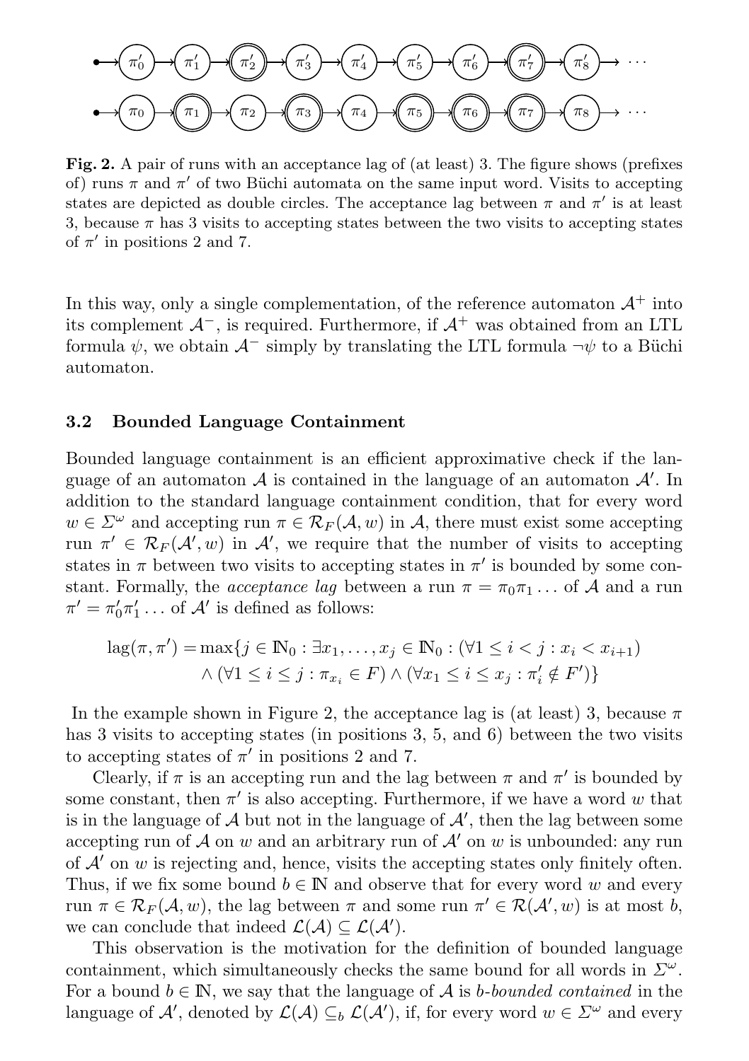**Fig. 2.** A pair of runs with an acceptance lag of (at least) 3. The figure shows (prefixes of) runs $\pi$ and $\pi'$ of two Büchi automata on the same input word. Visits to accepting states are depicted as double circles. The acceptance lag between $\pi$ and $\pi'$ is at least 3, because $\pi$ has 3 visits to accepting states between the two visits to accepting states of $\pi'$ in positions 2 and 7.

In this way, only a single complementation, of the reference automaton $\mathcal{A}^+$ into its complement $\mathcal{A}^-$, is required. Furthermore, if $\mathcal{A}^+$ was obtained from an LTL formula $\psi$, we obtain $\mathcal{A}^-$ simply by translating the LTL formula $\neg\psi$ to a Büchi automaton.

### 3.2 Bounded Language Containment

Bounded language containment is an efficient approximative check if the language of an automaton $\mathcal{A}$ is contained in the language of an automaton $\mathcal{A}'$. In addition to the standard language containment condition, that for every word $w \in \Sigma^\omega$ and accepting run $\pi \in \mathcal{R}_F(\mathcal{A}, w)$ in $\mathcal{A}$, there must exist some accepting run $\pi' \in \mathcal{R}_F(\mathcal{A}', w)$ in $\mathcal{A}'$, we require that the number of visits to accepting states in $\pi$ between two visits to accepting states in $\pi'$ is bounded by some constant. Formally, the *acceptance lag* between a run $\pi = \pi_0\pi_1\ldots$ of $\mathcal{A}$ and a run $\pi' = \pi'_0\pi'_1\ldots$ of $\mathcal{A}'$ is defined as follows:

$$\begin{aligned}\text{lag}(\pi, \pi') = \max\{j \in \mathbb{N}_0 : \exists x_1, \ldots, x_j \in \mathbb{N}_0 : (\forall 1 \leq i < j : x_i < x_{i+1}) \\ \wedge (\forall 1 \leq i \leq j : \pi_{x_i} \in F) \wedge (\forall x_1 \leq i \leq x_j : \pi'_i \notin F')\}\end{aligned}$$

In the example shown in Figure 2, the acceptance lag is (at least) 3, because $\pi$ has 3 visits to accepting states (in positions 3, 5, and 6) between the two visits to accepting states of $\pi'$ in positions 2 and 7.

Clearly, if $\pi$ is an accepting run and the lag between $\pi$ and $\pi'$ is bounded by some constant, then $\pi'$ is also accepting. Furthermore, if we have a word $w$ that is in the language of $\mathcal{A}$ but not in the language of $\mathcal{A}'$, then the lag between some accepting run of $\mathcal{A}$ on $w$ and an arbitrary run of $\mathcal{A}'$ on $w$ is unbounded: any run of $\mathcal{A}'$ on $w$ is rejecting and, hence, visits the accepting states only finitely often. Thus, if we fix some bound $b \in \mathbb{N}$ and observe that for every word $w$ and every run $\pi \in \mathcal{R}_F(\mathcal{A}, w)$, the lag between $\pi$ and some run $\pi' \in \mathcal{R}(\mathcal{A}', w)$ is at most $b$, we can conclude that indeed $\mathcal{L}(\mathcal{A}) \subseteq \mathcal{L}(\mathcal{A}')$.

This observation is the motivation for the definition of bounded language containment, which simultaneously checks the same bound for all words in $\Sigma^\omega$. For a bound $b \in \mathbb{N}$, we say that the language of $\mathcal{A}$ is *b-bounded contained* in the language of $\mathcal{A}'$, denoted by $\mathcal{L}(\mathcal{A}) \subseteq_b \mathcal{L}(\mathcal{A}')$, if, for every word $w \in \Sigma^\omega$ and every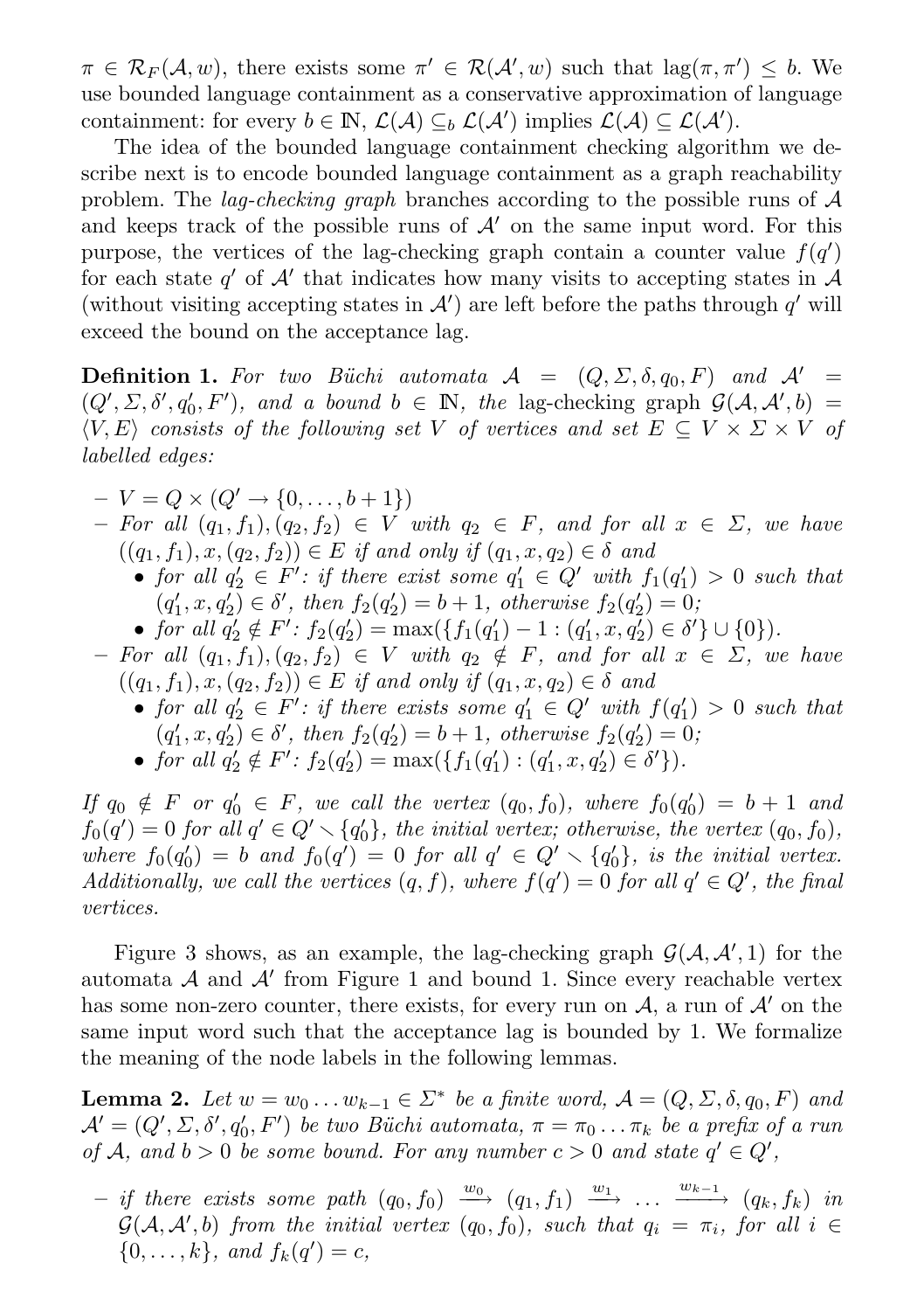$\pi \in \mathcal{R}_F(\mathcal{A}, w)$, there exists some $\pi' \in \mathcal{R}(\mathcal{A}', w)$ such that $\text{lag}(\pi, \pi') \leq b$. We use bounded language containment as a conservative approximation of language containment: for every $b \in \mathbb{N}$, $\mathcal{L}(\mathcal{A}) \subseteq_b \mathcal{L}(\mathcal{A}')$ implies $\mathcal{L}(\mathcal{A}) \subseteq \mathcal{L}(\mathcal{A}')$.

The idea of the bounded language containment checking algorithm we describe next is to encode bounded language containment as a graph reachability problem. The *lag-checking graph* branches according to the possible runs of $\mathcal{A}$ and keeps track of the possible runs of $\mathcal{A}'$ on the same input word. For this purpose, the vertices of the lag-checking graph contain a counter value $f(q')$ for each state $q'$ of $\mathcal{A}'$ that indicates how many visits to accepting states in $\mathcal{A}$ (without visiting accepting states in $\mathcal{A}'$) are left before the paths through $q'$ will exceed the bound on the acceptance lag.

**Definition 1.** *For two Büchi automata $\mathcal{A} = (Q, \Sigma, \delta, q_0, F)$ and $\mathcal{A}' = (Q', \Sigma, \delta', q_0', F')$, and a bound $b \in \mathbb{N}$, the* lag-checking graph *$\mathcal{G}(\mathcal{A}, \mathcal{A}', b) = \langle V, E \rangle$ consists of the following set $V$ of vertices and set $E \subseteq V \times \Sigma \times V$ of labelled edges:*

- *$V = Q \times (Q' \to \{0, \ldots, b+1\})$*
- *For all $(q_1, f_1), (q_2, f_2) \in V$ with $q_2 \in F$, and for all $x \in \Sigma$, we have $((q_1, f_1), x, (q_2, f_2)) \in E$ if and only if $(q_1, x, q_2) \in \delta$ and*
  - *for all $q_2' \in F'$: if there exist some $q_1' \in Q'$ with $f_1(q_1') > 0$ such that $(q_1', x, q_2') \in \delta'$, then $f_2(q_2') = b + 1$, otherwise $f_2(q_2') = 0$;*
  - *for all $q_2' \notin F'$: $f_2(q_2') = \max(\{f_1(q_1') - 1 : (q_1', x, q_2') \in \delta'\} \cup \{0\})$.*
- *For all $(q_1, f_1), (q_2, f_2) \in V$ with $q_2 \notin F$, and for all $x \in \Sigma$, we have $((q_1, f_1), x, (q_2, f_2)) \in E$ if and only if $(q_1, x, q_2) \in \delta$ and*
  - *for all $q_2' \in F'$: if there exists some $q_1' \in Q'$ with $f(q_1') > 0$ such that $(q_1', x, q_2') \in \delta'$, then $f_2(q_2') = b + 1$, otherwise $f_2(q_2') = 0$;*
  - *for all $q_2' \notin F'$: $f_2(q_2') = \max(\{f_1(q_1') : (q_1', x, q_2') \in \delta'\})$.*

*If $q_0 \notin F$ or $q_0' \in F$, we call the vertex $(q_0, f_0)$, where $f_0(q_0') = b + 1$ and $f_0(q') = 0$ for all $q' \in Q' \setminus \{q_0'\}$, the initial vertex; otherwise, the vertex $(q_0, f_0)$, where $f_0(q_0') = b$ and $f_0(q') = 0$ for all $q' \in Q' \setminus \{q_0'\}$, is the initial vertex. Additionally, we call the vertices $(q, f)$, where $f(q') = 0$ for all $q' \in Q'$, the final vertices.*

Figure 3 shows, as an example, the lag-checking graph $\mathcal{G}(\mathcal{A}, \mathcal{A}', 1)$ for the automata $\mathcal{A}$ and $\mathcal{A}'$ from Figure 1 and bound 1. Since every reachable vertex has some non-zero counter, there exists, for every run on $\mathcal{A}$, a run of $\mathcal{A}'$ on the same input word such that the acceptance lag is bounded by 1. We formalize the meaning of the node labels in the following lemmas.

**Lemma 2.** *Let $w = w_0 \ldots w_{k-1} \in \Sigma^*$ be a finite word, $\mathcal{A} = (Q, \Sigma, \delta, q_0, F)$ and $\mathcal{A}' = (Q', \Sigma, \delta', q_0', F')$ be two Büchi automata, $\pi = \pi_0 \ldots \pi_k$ be a prefix of a run of $\mathcal{A}$, and $b > 0$ be some bound. For any number $c > 0$ and state $q' \in Q'$,*

- *if there exists some path $(q_0, f_0) \xrightarrow{w_0} (q_1, f_1) \xrightarrow{w_1} \ldots \xrightarrow{w_{k-1}} (q_k, f_k)$ in $\mathcal{G}(\mathcal{A}, \mathcal{A}', b)$ from the initial vertex $(q_0, f_0)$, such that $q_i = \pi_i$, for all $i \in \{0, \ldots, k\}$, and $f_k(q') = c$,*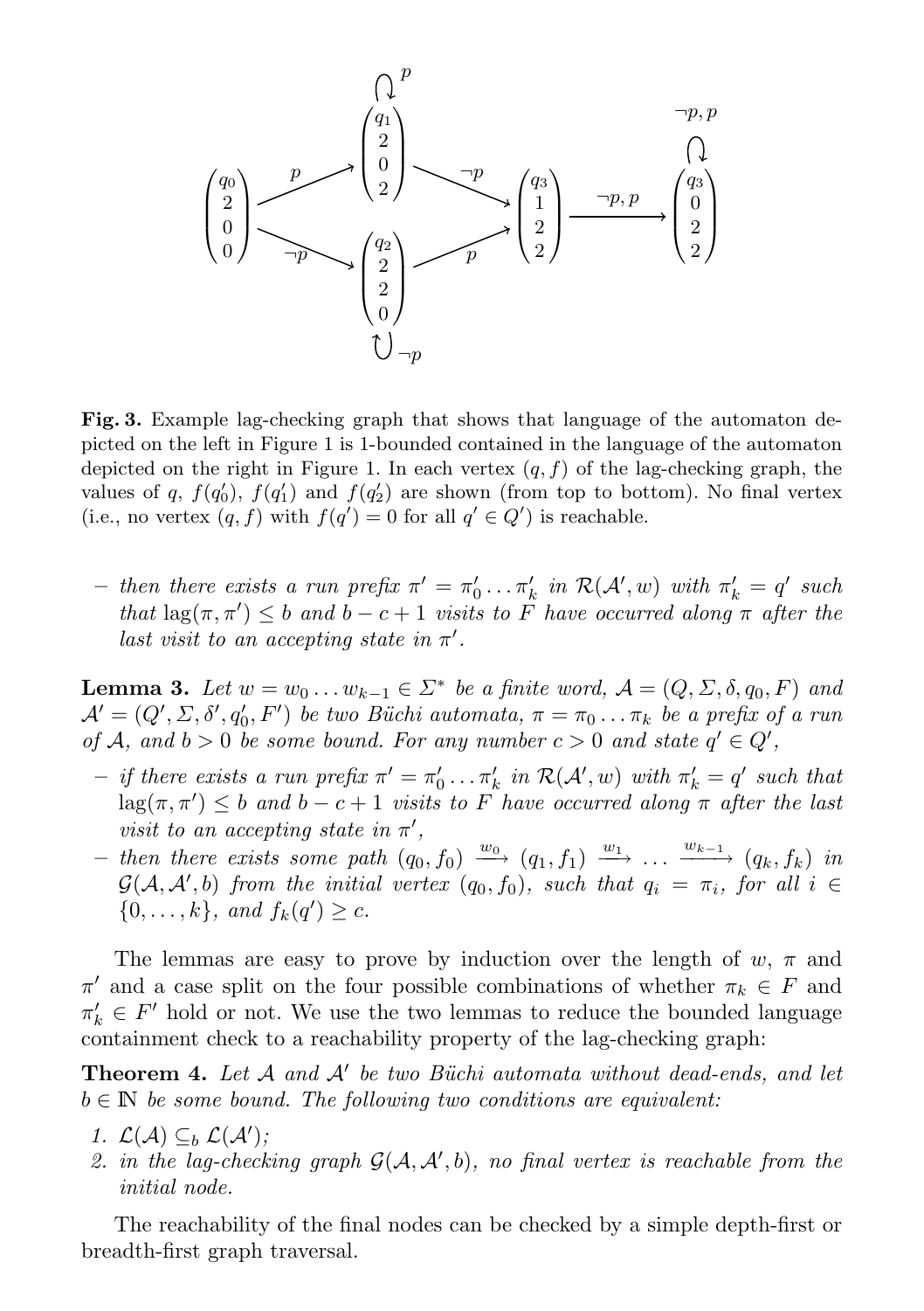**Fig. 3.** Example lag-checking graph that shows that language of the automaton depicted on the left in Figure 1 is 1-bounded contained in the language of the automaton depicted on the right in Figure 1. In each vertex $(q, f)$ of the lag-checking graph, the values of $q$, $f(q'_0)$, $f(q'_1)$ and $f(q'_2)$ are shown (from top to bottom). No final vertex (i.e., no vertex $(q, f)$ with $f(q') = 0$ for all $q' \in Q'$) is reachable.

– *then there exists a run prefix $\pi' = \pi'_0 \dots \pi'_k$ in $\mathcal{R}(\mathcal{A}', w)$ with $\pi'_k = q'$ such that $\text{lag}(\pi, \pi') \leq b$ and $b - c + 1$ visits to $F$ have occurred along $\pi$ after the last visit to an accepting state in $\pi'$.*

**Lemma 3.** *Let $w = w_0 \dots w_{k-1} \in \Sigma^*$ be a finite word, $\mathcal{A} = (Q, \Sigma, \delta, q_0, F)$ and $\mathcal{A}' = (Q', \Sigma, \delta', q'_0, F')$ be two Büchi automata, $\pi = \pi_0 \dots \pi_k$ be a prefix of a run of $\mathcal{A}$, and $b > 0$ be some bound. For any number $c > 0$ and state $q' \in Q'$,*

– *if there exists a run prefix $\pi' = \pi'_0 \dots \pi'_k$ in $\mathcal{R}(\mathcal{A}', w)$ with $\pi'_k = q'$ such that $\text{lag}(\pi, \pi') \leq b$ and $b - c + 1$ visits to $F$ have occurred along $\pi$ after the last visit to an accepting state in $\pi'$,*
– *then there exists some path $(q_0, f_0) \xrightarrow{w_0} (q_1, f_1) \xrightarrow{w_1} \dots \xrightarrow{w_{k-1}} (q_k, f_k)$ in $\mathcal{G}(\mathcal{A}, \mathcal{A}', b)$ from the initial vertex $(q_0, f_0)$, such that $q_i = \pi_i$, for all $i \in \{0, \dots, k\}$, and $f_k(q') \geq c$.*

The lemmas are easy to prove by induction over the length of $w$, $\pi$ and $\pi'$ and a case split on the four possible combinations of whether $\pi_k \in F$ and $\pi'_k \in F'$ hold or not. We use the two lemmas to reduce the bounded language containment check to a reachability property of the lag-checking graph:

**Theorem 4.** *Let $\mathcal{A}$ and $\mathcal{A}'$ be two Büchi automata without dead-ends, and let $b \in \mathbb{N}$ be some bound. The following two conditions are equivalent:*

1. *$\mathcal{L}(\mathcal{A}) \subseteq_b \mathcal{L}(\mathcal{A}')$;*
2. *in the lag-checking graph $\mathcal{G}(\mathcal{A}, \mathcal{A}', b)$, no final vertex is reachable from the initial node.*

The reachability of the final nodes can be checked by a simple depth-first or breadth-first graph traversal.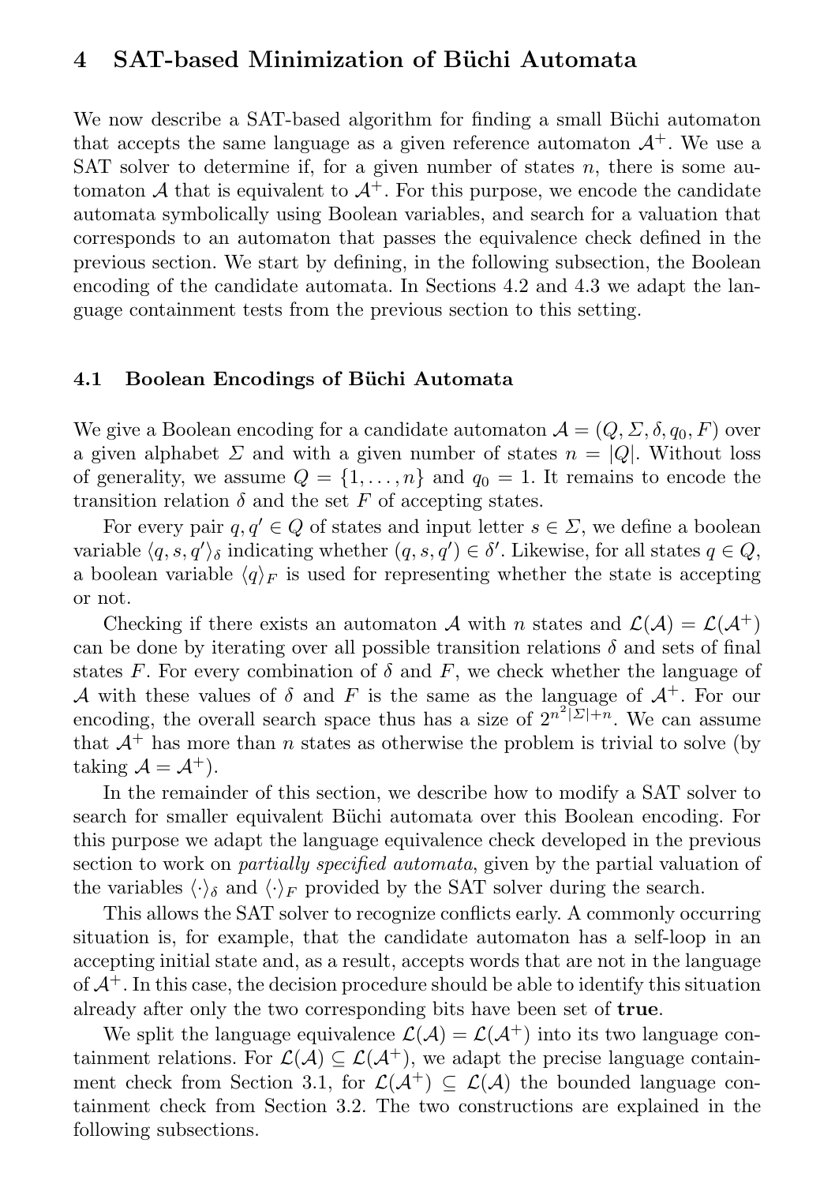# 4 SAT-based Minimization of Büchi Automata

We now describe a SAT-based algorithm for finding a small Büchi automaton that accepts the same language as a given reference automaton $\mathcal{A}^+$. We use a SAT solver to determine if, for a given number of states $n$, there is some automaton $\mathcal{A}$ that is equivalent to $\mathcal{A}^+$. For this purpose, we encode the candidate automata symbolically using Boolean variables, and search for a valuation that corresponds to an automaton that passes the equivalence check defined in the previous section. We start by defining, in the following subsection, the Boolean encoding of the candidate automata. In Sections 4.2 and 4.3 we adapt the language containment tests from the previous section to this setting.

## 4.1 Boolean Encodings of Büchi Automata

We give a Boolean encoding for a candidate automaton $\mathcal{A} = (Q, \Sigma, \delta, q_0, F)$ over a given alphabet $\Sigma$ and with a given number of states $n = |Q|$. Without loss of generality, we assume $Q = \{1, \ldots, n\}$ and $q_0 = 1$. It remains to encode the transition relation $\delta$ and the set $F$ of accepting states.

For every pair $q, q' \in Q$ of states and input letter $s \in \Sigma$, we define a boolean variable $\langle q, s, q' \rangle_\delta$ indicating whether $(q, s, q') \in \delta'$. Likewise, for all states $q \in Q$, a boolean variable $\langle q \rangle_F$ is used for representing whether the state is accepting or not.

Checking if there exists an automaton $\mathcal{A}$ with $n$ states and $\mathcal{L}(\mathcal{A}) = \mathcal{L}(\mathcal{A}^+)$ can be done by iterating over all possible transition relations $\delta$ and sets of final states $F$. For every combination of $\delta$ and $F$, we check whether the language of $\mathcal{A}$ with these values of $\delta$ and $F$ is the same as the language of $\mathcal{A}^+$. For our encoding, the overall search space thus has a size of $2^{n^2|\Sigma|+n}$. We can assume that $\mathcal{A}^+$ has more than $n$ states as otherwise the problem is trivial to solve (by taking $\mathcal{A} = \mathcal{A}^+$).

In the remainder of this section, we describe how to modify a SAT solver to search for smaller equivalent Büchi automata over this Boolean encoding. For this purpose we adapt the language equivalence check developed in the previous section to work on *partially specified automata*, given by the partial valuation of the variables $\langle \cdot \rangle_\delta$ and $\langle \cdot \rangle_F$ provided by the SAT solver during the search.

This allows the SAT solver to recognize conflicts early. A commonly occurring situation is, for example, that the candidate automaton has a self-loop in an accepting initial state and, as a result, accepts words that are not in the language of $\mathcal{A}^+$. In this case, the decision procedure should be able to identify this situation already after only the two corresponding bits have been set of **true**.

We split the language equivalence $\mathcal{L}(\mathcal{A}) = \mathcal{L}(\mathcal{A}^+)$ into its two language containment relations. For $\mathcal{L}(\mathcal{A}) \subseteq \mathcal{L}(\mathcal{A}^+)$, we adapt the precise language containment check from Section 3.1, for $\mathcal{L}(\mathcal{A}^+) \subseteq \mathcal{L}(\mathcal{A})$ the bounded language containment check from Section 3.2. The two constructions are explained in the following subsections.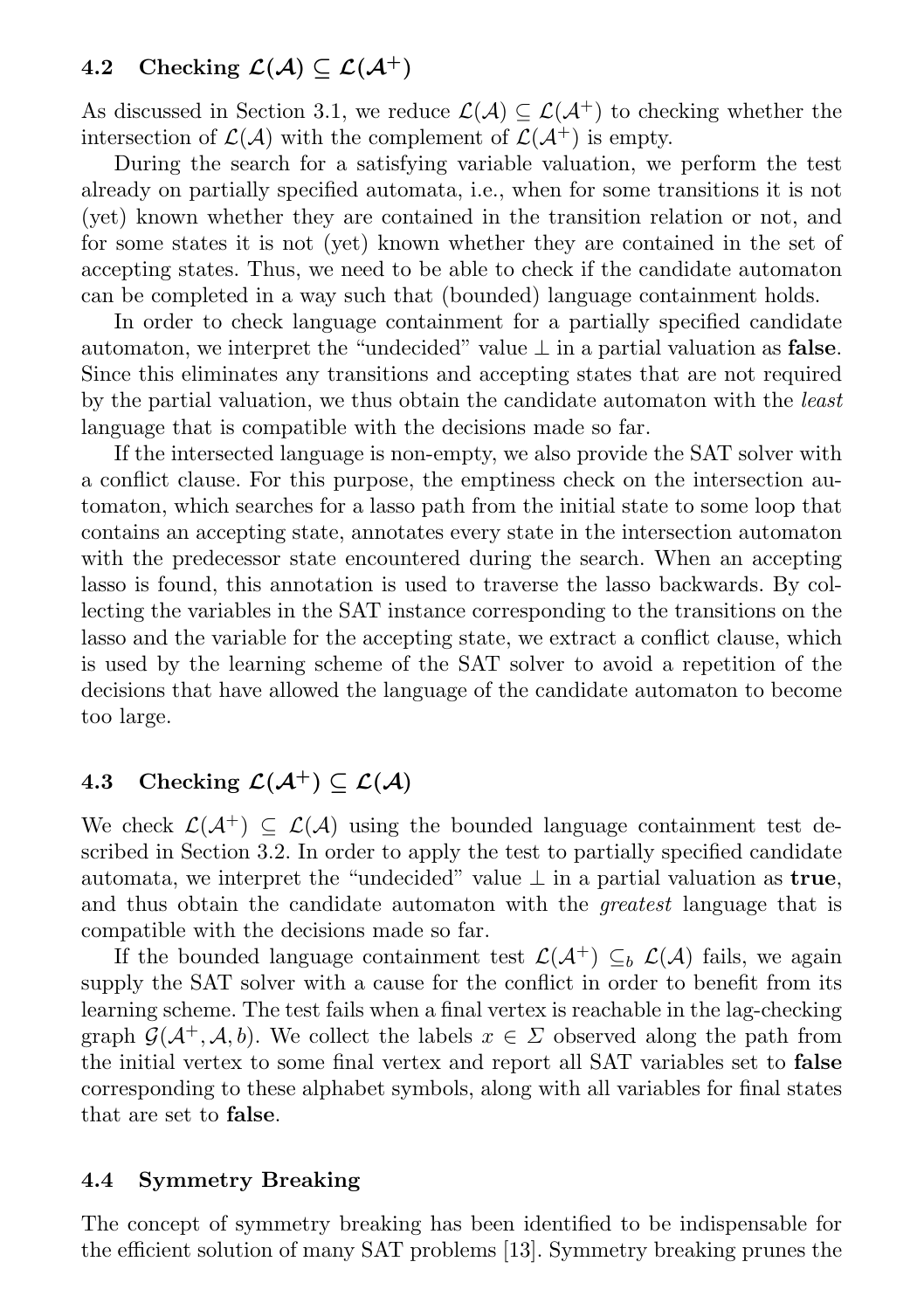### 4.2 Checking $\mathcal{L}(\mathcal{A}) \subseteq \mathcal{L}(\mathcal{A}^+)$

As discussed in Section 3.1, we reduce $\mathcal{L}(\mathcal{A}) \subseteq \mathcal{L}(\mathcal{A}^+)$ to checking whether the intersection of $\mathcal{L}(\mathcal{A})$ with the complement of $\mathcal{L}(\mathcal{A}^+)$ is empty.

During the search for a satisfying variable valuation, we perform the test already on partially specified automata, i.e., when for some transitions it is not (yet) known whether they are contained in the transition relation or not, and for some states it is not (yet) known whether they are contained in the set of accepting states. Thus, we need to be able to check if the candidate automaton can be completed in a way such that (bounded) language containment holds.

In order to check language containment for a partially specified candidate automaton, we interpret the "undecided" value $\perp$ in a partial valuation as **false**. Since this eliminates any transitions and accepting states that are not required by the partial valuation, we thus obtain the candidate automaton with the *least* language that is compatible with the decisions made so far.

If the intersected language is non-empty, we also provide the SAT solver with a conflict clause. For this purpose, the emptiness check on the intersection automaton, which searches for a lasso path from the initial state to some loop that contains an accepting state, annotates every state in the intersection automaton with the predecessor state encountered during the search. When an accepting lasso is found, this annotation is used to traverse the lasso backwards. By collecting the variables in the SAT instance corresponding to the transitions on the lasso and the variable for the accepting state, we extract a conflict clause, which is used by the learning scheme of the SAT solver to avoid a repetition of the decisions that have allowed the language of the candidate automaton to become too large.

### 4.3 Checking $\mathcal{L}(\mathcal{A}^+) \subseteq \mathcal{L}(\mathcal{A})$

We check $\mathcal{L}(\mathcal{A}^+) \subseteq \mathcal{L}(\mathcal{A})$ using the bounded language containment test described in Section 3.2. In order to apply the test to partially specified candidate automata, we interpret the "undecided" value $\perp$ in a partial valuation as **true**, and thus obtain the candidate automaton with the *greatest* language that is compatible with the decisions made so far.

If the bounded language containment test $\mathcal{L}(\mathcal{A}^+) \subseteq_b \mathcal{L}(\mathcal{A})$ fails, we again supply the SAT solver with a cause for the conflict in order to benefit from its learning scheme. The test fails when a final vertex is reachable in the lag-checking graph $\mathcal{G}(\mathcal{A}^+, \mathcal{A}, b)$. We collect the labels $x \in \Sigma$ observed along the path from the initial vertex to some final vertex and report all SAT variables set to **false** corresponding to these alphabet symbols, along with all variables for final states that are set to **false**.

### 4.4 Symmetry Breaking

The concept of symmetry breaking has been identified to be indispensable for the efficient solution of many SAT problems [13]. Symmetry breaking prunes the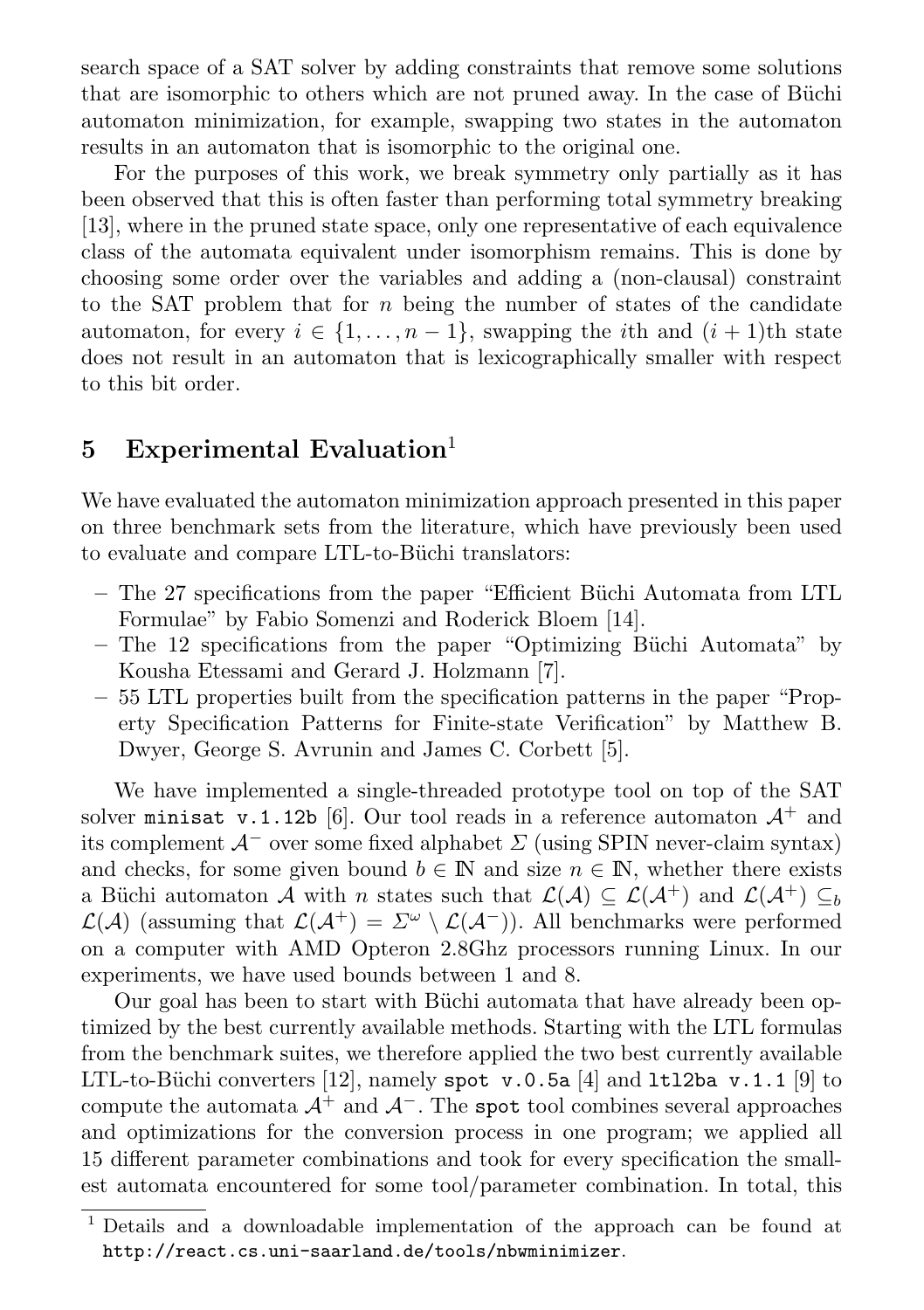search space of a SAT solver by adding constraints that remove some solutions that are isomorphic to others which are not pruned away. In the case of Büchi automaton minimization, for example, swapping two states in the automaton results in an automaton that is isomorphic to the original one.

For the purposes of this work, we break symmetry only partially as it has been observed that this is often faster than performing total symmetry breaking [13], where in the pruned state space, only one representative of each equivalence class of the automata equivalent under isomorphism remains. This is done by choosing some order over the variables and adding a (non-clausal) constraint to the SAT problem that for $n$ being the number of states of the candidate automaton, for every $i \in \{1, \ldots, n-1\}$, swapping the $i$th and $(i+1)$th state does not result in an automaton that is lexicographically smaller with respect to this bit order.

## 5 Experimental Evaluation[1]

We have evaluated the automaton minimization approach presented in this paper on three benchmark sets from the literature, which have previously been used to evaluate and compare LTL-to-Büchi translators:

- The 27 specifications from the paper "Efficient Büchi Automata from LTL Formulae" by Fabio Somenzi and Roderick Bloem [14].
- The 12 specifications from the paper "Optimizing Büchi Automata" by Kousha Etessami and Gerard J. Holzmann [7].
- 55 LTL properties built from the specification patterns in the paper "Property Specification Patterns for Finite-state Verification" by Matthew B. Dwyer, George S. Avrunin and James C. Corbett [5].

We have implemented a single-threaded prototype tool on top of the SAT solver `minisat v.1.12b` [6]. Our tool reads in a reference automaton $\mathcal{A}^+$ and its complement $\mathcal{A}^-$ over some fixed alphabet $\Sigma$ (using SPIN never-claim syntax) and checks, for some given bound $b \in \mathbb{N}$ and size $n \in \mathbb{N}$, whether there exists a Büchi automaton $\mathcal{A}$ with $n$ states such that $\mathcal{L}(\mathcal{A}) \subseteq \mathcal{L}(\mathcal{A}^+)$ and $\mathcal{L}(\mathcal{A}^+) \subseteq_b \mathcal{L}(\mathcal{A})$ (assuming that $\mathcal{L}(\mathcal{A}^+) = \Sigma^\omega \setminus \mathcal{L}(\mathcal{A}^-)$). All benchmarks were performed on a computer with AMD Opteron 2.8Ghz processors running Linux. In our experiments, we have used bounds between 1 and 8.

Our goal has been to start with Büchi automata that have already been optimized by the best currently available methods. Starting with the LTL formulas from the benchmark suites, we therefore applied the two best currently available LTL-to-Büchi converters [12], namely `spot v.0.5a` [4] and `ltl2ba v.1.1` [9] to compute the automata $\mathcal{A}^+$ and $\mathcal{A}^-$. The `spot` tool combines several approaches and optimizations for the conversion process in one program; we applied all 15 different parameter combinations and took for every specification the smallest automata encountered for some tool/parameter combination. In total, this

[1] Details and a downloadable implementation of the approach can be found at `http://react.cs.uni-saarland.de/tools/nbwminimizer`.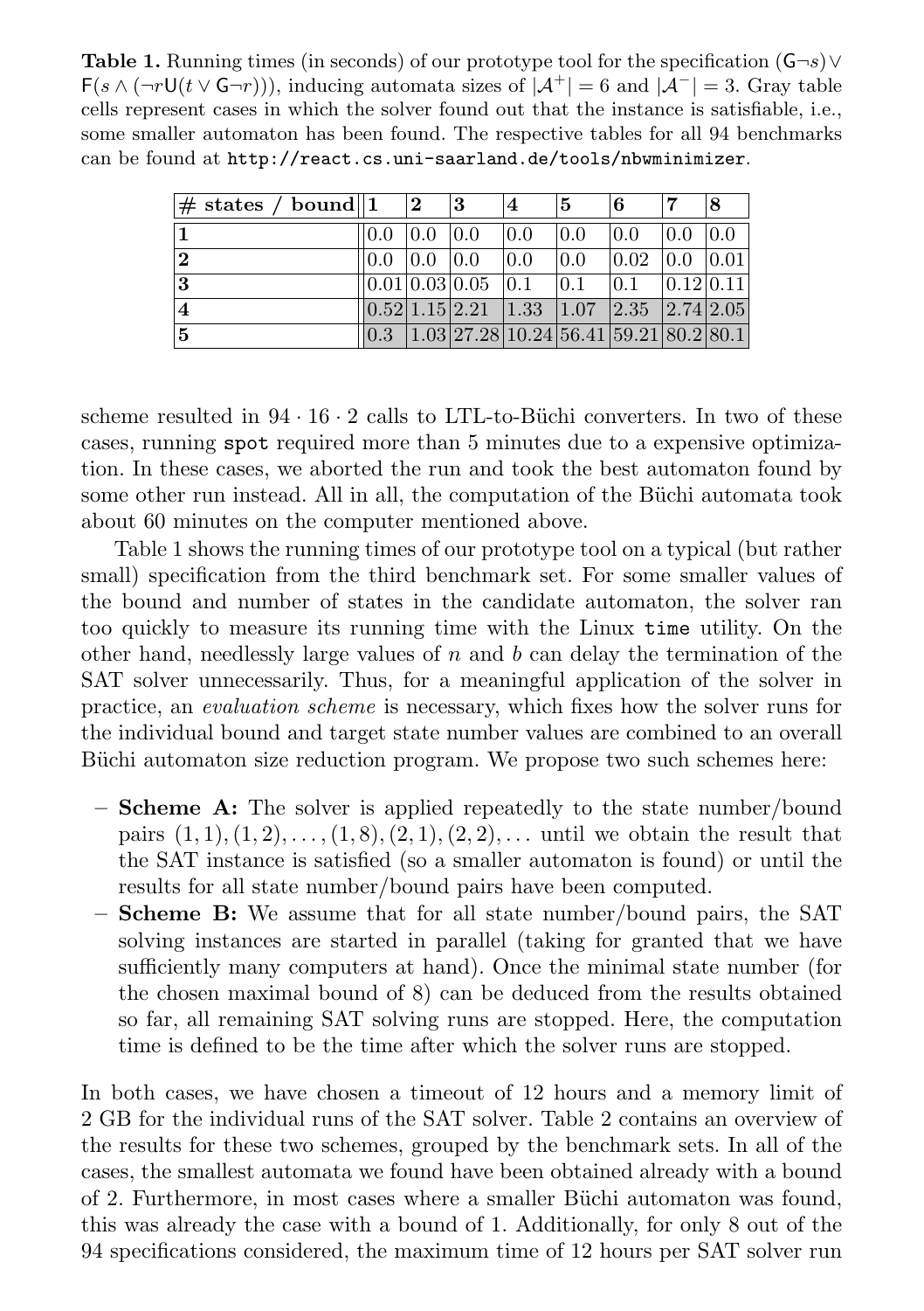**Table 1.** Running times (in seconds) of our prototype tool for the specification $(\mathsf{G}\neg s) \vee \mathsf{F}(s \wedge (\neg r \mathsf{U}(t \vee \mathsf{G}\neg r)))$, inducing automata sizes of $|\mathcal{A}^+| = 6$ and $|\mathcal{A}^-| = 3$. Gray table cells represent cases in which the solver found out that the instance is satisfiable, i.e., some smaller automaton has been found. The respective tables for all 94 benchmarks can be found at `http://react.cs.uni-saarland.de/tools/nbwminimizer`.

| # states / bound | 1 | 2 | 3 | 4 | 5 | 6 | 7 | 8 |
|---|---|---|---|---|---|---|---|---|
| 1 | 0.0 | 0.0 | 0.0 | 0.0 | 0.0 | 0.0 | 0.0 | 0.0 |
| 2 | 0.0 | 0.0 | 0.0 | 0.0 | 0.0 | 0.02 | 0.0 | 0.01 |
| 3 | 0.01 | 0.03 | 0.05 | 0.1 | 0.1 | 0.1 | 0.12 | 0.11 |
| 4 | 0.52 | 1.15 | 2.21 | 1.33 | 1.07 | 2.35 | 2.74 | 2.05 |
| 5 | 0.3 | 1.03 | 27.28 | 10.24 | 56.41 | 59.21 | 80.2 | 80.1 |

scheme resulted in $94 \cdot 16 \cdot 2$ calls to LTL-to-Büchi converters. In two of these cases, running `spot` required more than 5 minutes due to a expensive optimization. In these cases, we aborted the run and took the best automaton found by some other run instead. All in all, the computation of the Büchi automata took about 60 minutes on the computer mentioned above.

Table 1 shows the running times of our prototype tool on a typical (but rather small) specification from the third benchmark set. For some smaller values of the bound and number of states in the candidate automaton, the solver ran too quickly to measure its running time with the Linux `time` utility. On the other hand, needlessly large values of $n$ and $b$ can delay the termination of the SAT solver unnecessarily. Thus, for a meaningful application of the solver in practice, an *evaluation scheme* is necessary, which fixes how the solver runs for the individual bound and target state number values are combined to an overall Büchi automaton size reduction program. We propose two such schemes here:

- **Scheme A:** The solver is applied repeatedly to the state number/bound pairs $(1, 1), (1, 2), \ldots, (1, 8), (2, 1), (2, 2), \ldots$ until we obtain the result that the SAT instance is satisfied (so a smaller automaton is found) or until the results for all state number/bound pairs have been computed.
- **Scheme B:** We assume that for all state number/bound pairs, the SAT solving instances are started in parallel (taking for granted that we have sufficiently many computers at hand). Once the minimal state number (for the chosen maximal bound of 8) can be deduced from the results obtained so far, all remaining SAT solving runs are stopped. Here, the computation time is defined to be the time after which the solver runs are stopped.

In both cases, we have chosen a timeout of 12 hours and a memory limit of 2 GB for the individual runs of the SAT solver. Table 2 contains an overview of the results for these two schemes, grouped by the benchmark sets. In all of the cases, the smallest automata we found have been obtained already with a bound of 2. Furthermore, in most cases where a smaller Büchi automaton was found, this was already the case with a bound of 1. Additionally, for only 8 out of the 94 specifications considered, the maximum time of 12 hours per SAT solver run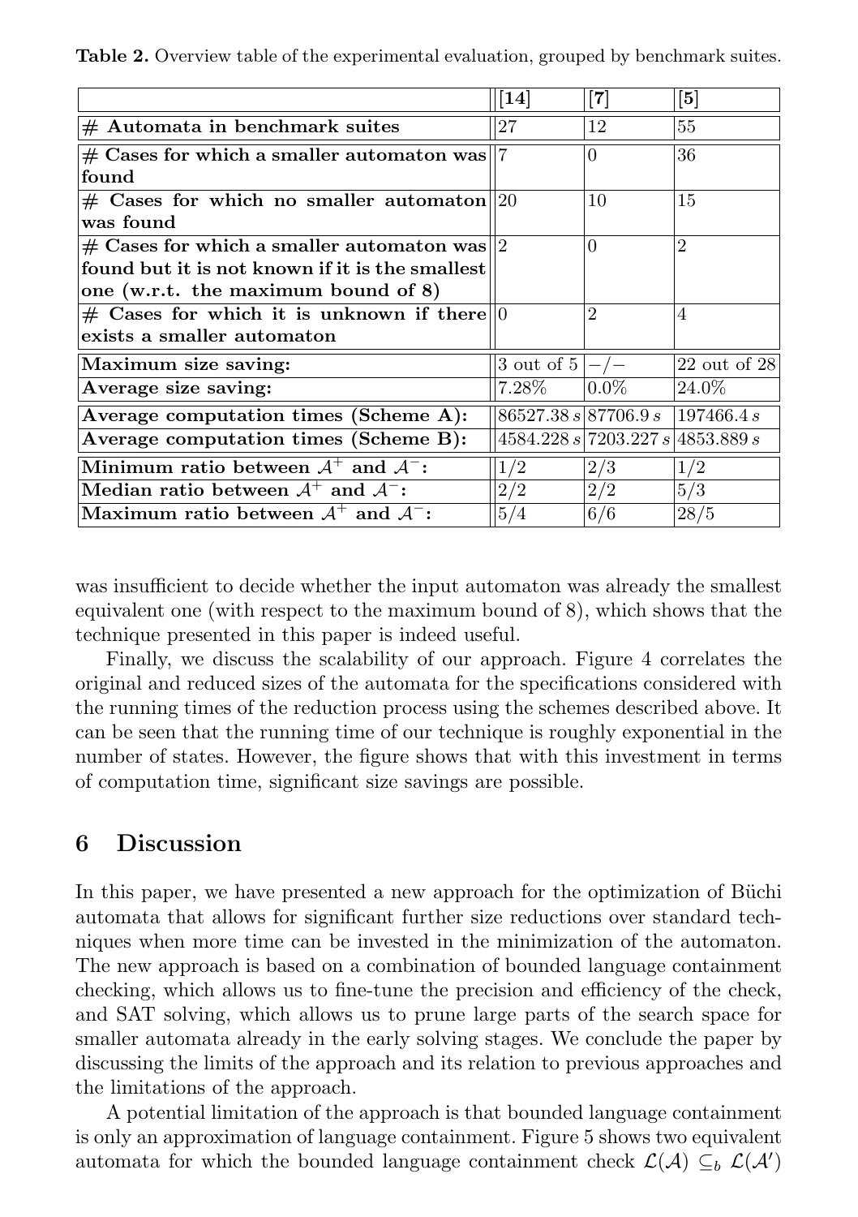**Table 2.** Overview table of the experimental evaluation, grouped by benchmark suites.

| | [14] | [7] | [5] |
|---|---|---|---|
| **# Automata in benchmark suites** | 27 | 12 | 55 |
| **# Cases for which a smaller automaton was found** | 7 | 0 | 36 |
| **# Cases for which no smaller automaton was found** | 20 | 10 | 15 |
| **# Cases for which a smaller automaton was found but it is not known if it is the smallest one (w.r.t. the maximum bound of 8)** | 2 | 0 | 2 |
| **# Cases for which it is unknown if there exists a smaller automaton** | 0 | 2 | 4 |
| **Maximum size saving:** | 3 out of 5 | −/− | 22 out of 28 |
| **Average size saving:** | 7.28% | 0.0% | 24.0% |
| **Average computation times (Scheme A):** | 86527.38 $s$ | 87706.9 $s$ | 197466.4 $s$ |
| **Average computation times (Scheme B):** | 4584.228 $s$ | 7203.227 $s$ | 4853.889 $s$ |
| **Minimum ratio between $\mathcal{A}^+$ and $\mathcal{A}^-$:** | 1/2 | 2/3 | 1/2 |
| **Median ratio between $\mathcal{A}^+$ and $\mathcal{A}^-$:** | 2/2 | 2/2 | 5/3 |
| **Maximum ratio between $\mathcal{A}^+$ and $\mathcal{A}^-$:** | 5/4 | 6/6 | 28/5 |

was insufficient to decide whether the input automaton was already the smallest equivalent one (with respect to the maximum bound of 8), which shows that the technique presented in this paper is indeed useful.

Finally, we discuss the scalability of our approach. Figure 4 correlates the original and reduced sizes of the automata for the specifications considered with the running times of the reduction process using the schemes described above. It can be seen that the running time of our technique is roughly exponential in the number of states. However, the figure shows that with this investment in terms of computation time, significant size savings are possible.

## 6 Discussion

In this paper, we have presented a new approach for the optimization of Büchi automata that allows for significant further size reductions over standard techniques when more time can be invested in the minimization of the automaton. The new approach is based on a combination of bounded language containment checking, which allows us to fine-tune the precision and efficiency of the check, and SAT solving, which allows us to prune large parts of the search space for smaller automata already in the early solving stages. We conclude the paper by discussing the limits of the approach and its relation to previous approaches and the limitations of the approach.

A potential limitation of the approach is that bounded language containment is only an approximation of language containment. Figure 5 shows two equivalent automata for which the bounded language containment check $\mathcal{L}(\mathcal{A}) \subseteq_b \mathcal{L}(\mathcal{A}')$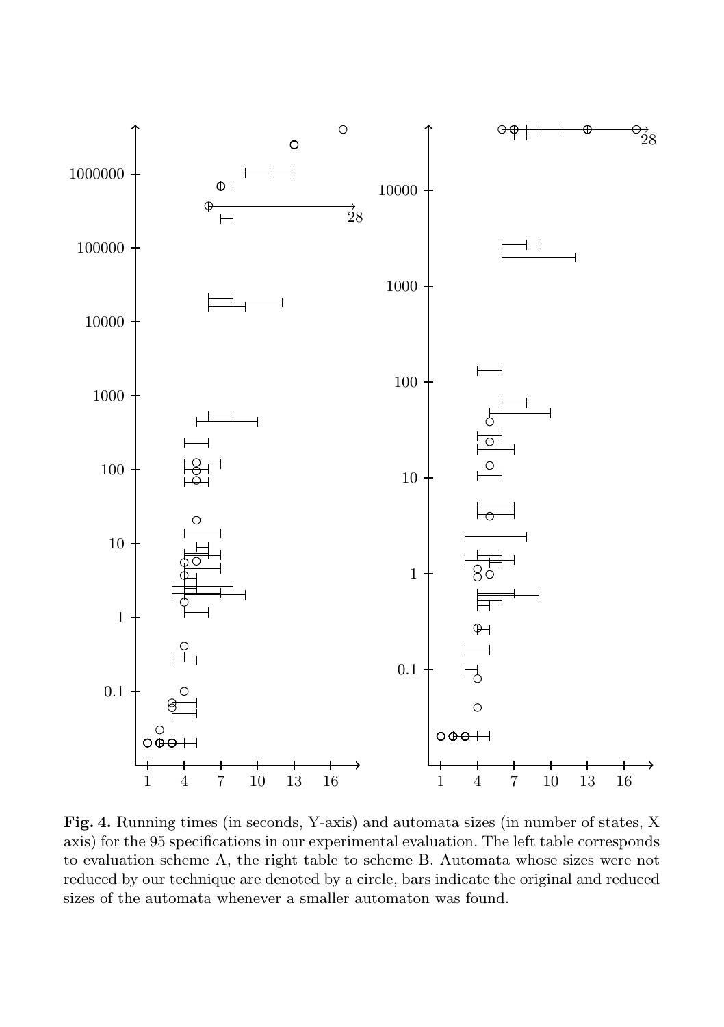**Fig. 4.** Running times (in seconds, Y-axis) and automata sizes (in number of states, X axis) for the 95 specifications in our experimental evaluation. The left table corresponds to evaluation scheme A, the right table to scheme B. Automata whose sizes were not reduced by our technique are denoted by a circle, bars indicate the original and reduced sizes of the automata whenever a smaller automaton was found.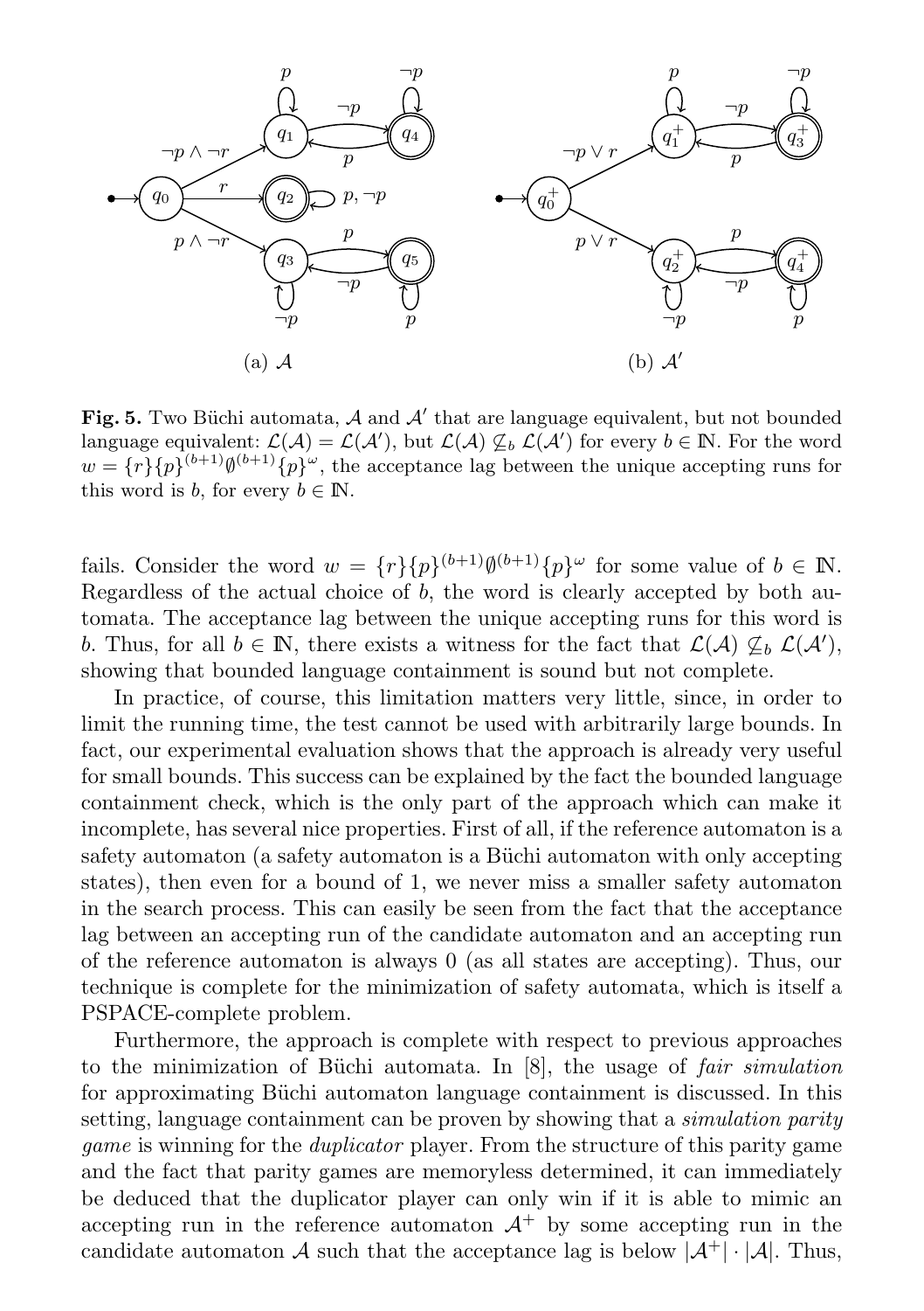(a) $\mathcal{A}$

(b) $\mathcal{A}'$

**Fig. 5.** Two Büchi automata, $\mathcal{A}$ and $\mathcal{A}'$ that are language equivalent, but not bounded language equivalent: $\mathcal{L}(\mathcal{A}) = \mathcal{L}(\mathcal{A}')$, but $\mathcal{L}(\mathcal{A}) \not\subseteq_b \mathcal{L}(\mathcal{A}')$ for every $b \in \mathbb{N}$. For the word $w = \{r\}\{p\}^{(b+1)}\emptyset^{(b+1)}\{p\}^\omega$, the acceptance lag between the unique accepting runs for this word is $b$, for every $b \in \mathbb{N}$.

fails. Consider the word $w = \{r\}\{p\}^{(b+1)}\emptyset^{(b+1)}\{p\}^\omega$ for some value of $b \in \mathbb{N}$. Regardless of the actual choice of $b$, the word is clearly accepted by both automata. The acceptance lag between the unique accepting runs for this word is $b$. Thus, for all $b \in \mathbb{N}$, there exists a witness for the fact that $\mathcal{L}(\mathcal{A}) \not\subseteq_b \mathcal{L}(\mathcal{A}')$, showing that bounded language containment is sound but not complete.

In practice, of course, this limitation matters very little, since, in order to limit the running time, the test cannot be used with arbitrarily large bounds. In fact, our experimental evaluation shows that the approach is already very useful for small bounds. This success can be explained by the fact the bounded language containment check, which is the only part of the approach which can make it incomplete, has several nice properties. First of all, if the reference automaton is a safety automaton (a safety automaton is a Büchi automaton with only accepting states), then even for a bound of 1, we never miss a smaller safety automaton in the search process. This can easily be seen from the fact that the acceptance lag between an accepting run of the candidate automaton and an accepting run of the reference automaton is always 0 (as all states are accepting). Thus, our technique is complete for the minimization of safety automata, which is itself a PSPACE-complete problem.

Furthermore, the approach is complete with respect to previous approaches to the minimization of Büchi automata. In [8], the usage of *fair simulation* for approximating Büchi automaton language containment is discussed. In this setting, language containment can be proven by showing that a *simulation parity game* is winning for the *duplicator* player. From the structure of this parity game and the fact that parity games are memoryless determined, it can immediately be deduced that the duplicator player can only win if it is able to mimic an accepting run in the reference automaton $\mathcal{A}^+$ by some accepting run in the candidate automaton $\mathcal{A}$ such that the acceptance lag is below $|\mathcal{A}^+| \cdot |\mathcal{A}|$. Thus,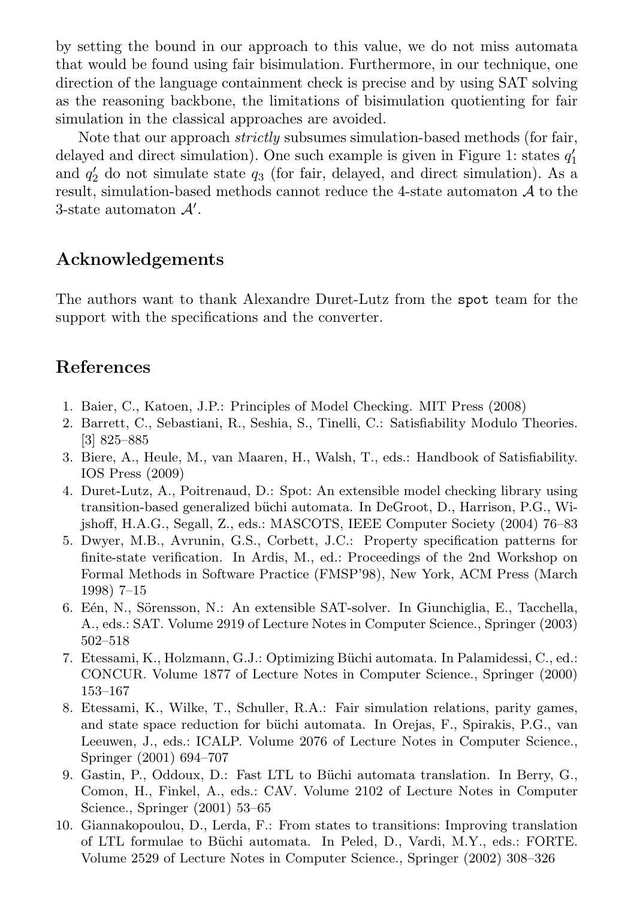by setting the bound in our approach to this value, we do not miss automata that would be found using fair bisimulation. Furthermore, in our technique, one direction of the language containment check is precise and by using SAT solving as the reasoning backbone, the limitations of bisimulation quotienting for fair simulation in the classical approaches are avoided.

Note that our approach *strictly* subsumes simulation-based methods (for fair, delayed and direct simulation). One such example is given in Figure 1: states $q'_1$ and $q'_2$ do not simulate state $q_3$ (for fair, delayed, and direct simulation). As a result, simulation-based methods cannot reduce the 4-state automaton $\mathcal{A}$ to the 3-state automaton $\mathcal{A}'$.

## Acknowledgements

The authors want to thank Alexandre Duret-Lutz from the `spot` team for the support with the specifications and the converter.

## References

1. Baier, C., Katoen, J.P.: Principles of Model Checking. MIT Press (2008)
2. Barrett, C., Sebastiani, R., Seshia, S., Tinelli, C.: Satisfiability Modulo Theories. [3] 825–885
3. Biere, A., Heule, M., van Maaren, H., Walsh, T., eds.: Handbook of Satisfiability. IOS Press (2009)
4. Duret-Lutz, A., Poitrenaud, D.: Spot: An extensible model checking library using transition-based generalized büchi automata. In DeGroot, D., Harrison, P.G., Wijshoff, H.A.G., Segall, Z., eds.: MASCOTS, IEEE Computer Society (2004) 76–83
5. Dwyer, M.B., Avrunin, G.S., Corbett, J.C.: Property specification patterns for finite-state verification. In Ardis, M., ed.: Proceedings of the 2nd Workshop on Formal Methods in Software Practice (FMSP'98), New York, ACM Press (March 1998) 7–15
6. Eén, N., Sörensson, N.: An extensible SAT-solver. In Giunchiglia, E., Tacchella, A., eds.: SAT. Volume 2919 of Lecture Notes in Computer Science., Springer (2003) 502–518
7. Etessami, K., Holzmann, G.J.: Optimizing Büchi automata. In Palamidessi, C., ed.: CONCUR. Volume 1877 of Lecture Notes in Computer Science., Springer (2000) 153–167
8. Etessami, K., Wilke, T., Schuller, R.A.: Fair simulation relations, parity games, and state space reduction for büchi automata. In Orejas, F., Spirakis, P.G., van Leeuwen, J., eds.: ICALP. Volume 2076 of Lecture Notes in Computer Science., Springer (2001) 694–707
9. Gastin, P., Oddoux, D.: Fast LTL to Büchi automata translation. In Berry, G., Comon, H., Finkel, A., eds.: CAV. Volume 2102 of Lecture Notes in Computer Science., Springer (2001) 53–65
10. Giannakopoulou, D., Lerda, F.: From states to transitions: Improving translation of LTL formulae to Büchi automata. In Peled, D., Vardi, M.Y., eds.: FORTE. Volume 2529 of Lecture Notes in Computer Science., Springer (2002) 308–326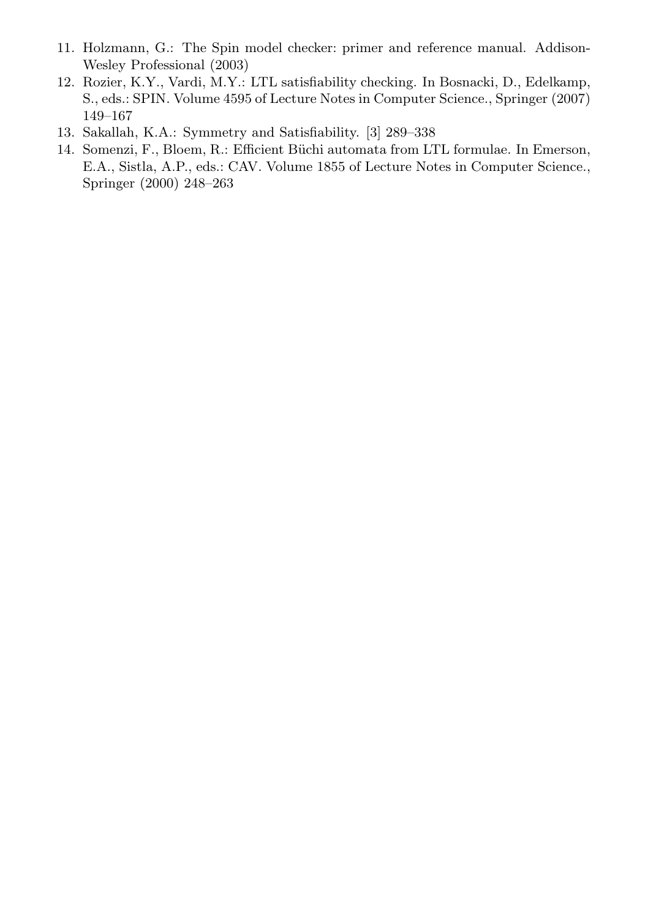11. Holzmann, G.: The Spin model checker: primer and reference manual. Addison-Wesley Professional (2003)
12. Rozier, K.Y., Vardi, M.Y.: LTL satisfiability checking. In Bosnacki, D., Edelkamp, S., eds.: SPIN. Volume 4595 of Lecture Notes in Computer Science., Springer (2007) 149–167
13. Sakallah, K.A.: Symmetry and Satisfiability. [3] 289–338
14. Somenzi, F., Bloem, R.: Efficient Büchi automata from LTL formulae. In Emerson, E.A., Sistla, A.P., eds.: CAV. Volume 1855 of Lecture Notes in Computer Science., Springer (2000) 248–263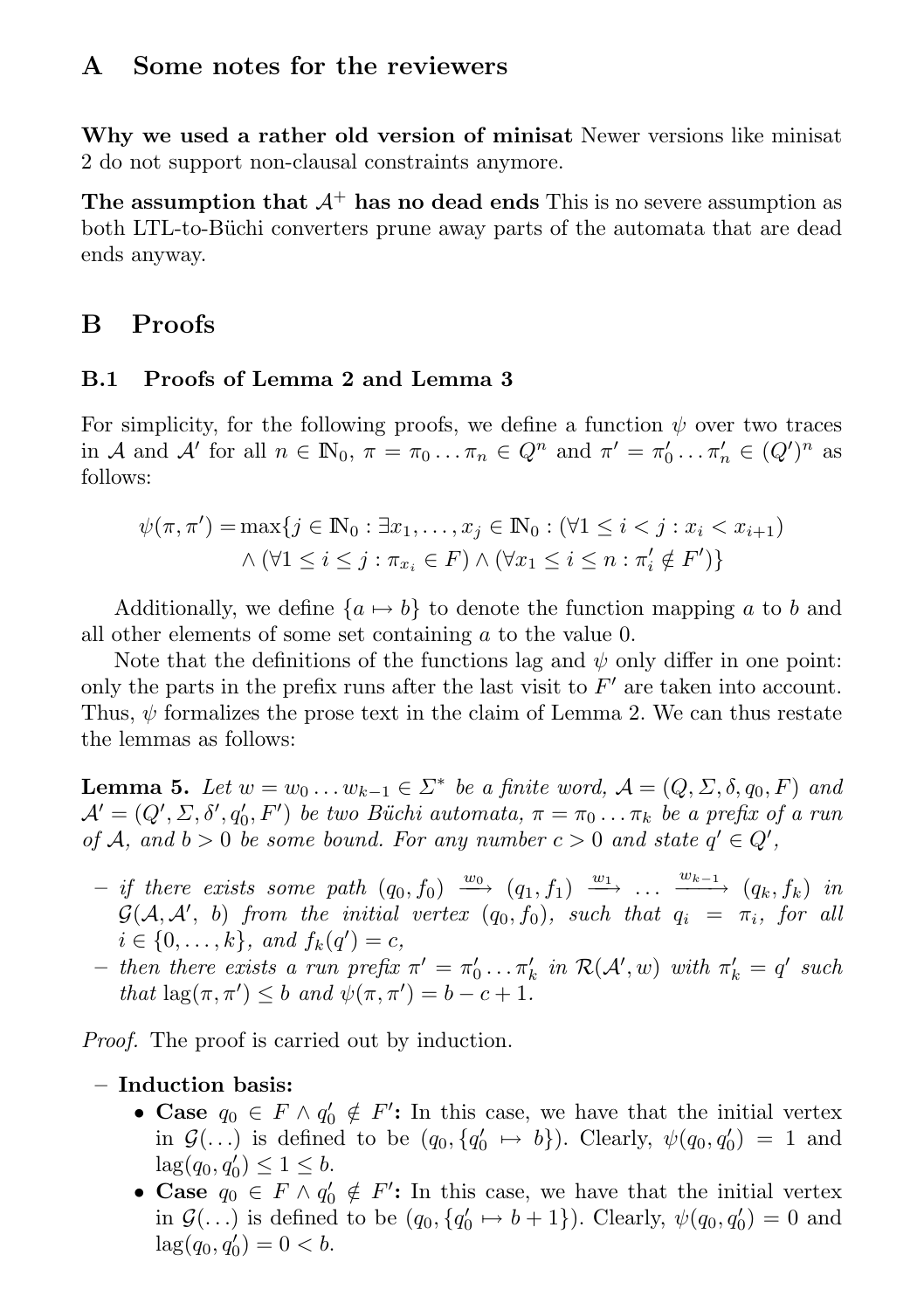## A Some notes for the reviewers

**Why we used a rather old version of minisat** Newer versions like minisat 2 do not support non-clausal constraints anymore.

**The assumption that $\mathcal{A}^+$ has no dead ends** This is no severe assumption as both LTL-to-Büchi converters prune away parts of the automata that are dead ends anyway.

## B Proofs

### B.1 Proofs of Lemma 2 and Lemma 3

For simplicity, for the following proofs, we define a function $\psi$ over two traces in $\mathcal{A}$ and $\mathcal{A}'$ for all $n \in \mathbb{N}_0$, $\pi = \pi_0 \ldots \pi_n \in Q^n$ and $\pi' = \pi'_0 \ldots \pi'_n \in (Q')^n$ as follows:

$$\psi(\pi, \pi') = \max\{j \in \mathbb{N}_0 : \exists x_1, \ldots, x_j \in \mathbb{N}_0 : (\forall 1 \leq i < j : x_i < x_{i+1}) \\ \wedge (\forall 1 \leq i \leq j : \pi_{x_i} \in F) \wedge (\forall x_1 \leq i \leq n : \pi'_i \notin F')\}$$

Additionally, we define $\{a \mapsto b\}$ to denote the function mapping $a$ to $b$ and all other elements of some set containing $a$ to the value 0.

Note that the definitions of the functions lag and $\psi$ only differ in one point: only the parts in the prefix runs after the last visit to $F'$ are taken into account. Thus, $\psi$ formalizes the prose text in the claim of Lemma 2. We can thus restate the lemmas as follows:

**Lemma 5.** *Let $w = w_0 \ldots w_{k-1} \in \Sigma^*$ be a finite word, $\mathcal{A} = (Q, \Sigma, \delta, q_0, F)$ and $\mathcal{A}' = (Q', \Sigma, \delta', q'_0, F')$ be two Büchi automata, $\pi = \pi_0 \ldots \pi_k$ be a prefix of a run of $\mathcal{A}$, and $b > 0$ be some bound. For any number $c > 0$ and state $q' \in Q'$,*

- *if there exists some path $(q_0, f_0) \xrightarrow{w_0} (q_1, f_1) \xrightarrow{w_1} \ldots \xrightarrow{w_{k-1}} (q_k, f_k)$ in $\mathcal{G}(\mathcal{A}, \mathcal{A}', b)$ from the initial vertex $(q_0, f_0)$, such that $q_i = \pi_i$, for all $i \in \{0, \ldots, k\}$, and $f_k(q') = c$,*
- *then there exists a run prefix $\pi' = \pi'_0 \ldots \pi'_k$ in $\mathcal{R}(\mathcal{A}', w)$ with $\pi'_k = q'$ such that $\text{lag}(\pi, \pi') \leq b$ and $\psi(\pi, \pi') = b - c + 1$.*

*Proof.* The proof is carried out by induction.

- **Induction basis:**
  - **Case $q_0 \in F \wedge q'_0 \notin F'$:** In this case, we have that the initial vertex in $\mathcal{G}(\ldots)$ is defined to be $(q_0, \{q'_0 \mapsto b\})$. Clearly, $\psi(q_0, q'_0) = 1$ and $\text{lag}(q_0, q'_0) \leq 1 \leq b$.
  - **Case $q_0 \in F \wedge q'_0 \notin F'$:** In this case, we have that the initial vertex in $\mathcal{G}(\ldots)$ is defined to be $(q_0, \{q'_0 \mapsto b + 1\})$. Clearly, $\psi(q_0, q'_0) = 0$ and $\text{lag}(q_0, q'_0) = 0 < b$.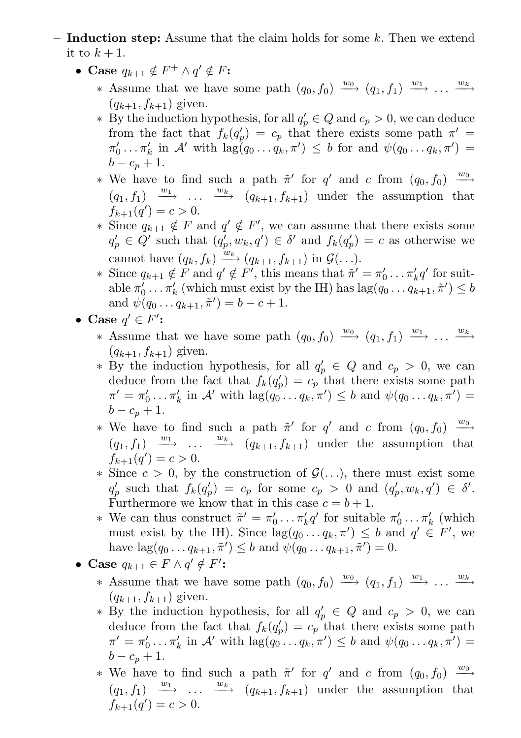- **Induction step:** Assume that the claim holds for some $k$. Then we extend it to $k+1$.
  - **Case $q_{k+1} \notin F^+ \wedge q' \notin F$:**
    - Assume that we have some path $(q_0, f_0) \xrightarrow{w_0} (q_1, f_1) \xrightarrow{w_1} \ldots \xrightarrow{w_k} (q_{k+1}, f_{k+1})$ given.
    - By the induction hypothesis, for all $q'_p \in Q$ and $c_p > 0$, we can deduce from the fact that $f_k(q'_p) = c_p$ that there exists some path $\pi' = \pi'_0 \ldots \pi'_k$ in $\mathcal{A}'$ with $\text{lag}(q_0 \ldots q_k, \pi') \leq b$ for and $\psi(q_0 \ldots q_k, \pi') = b - c_p + 1$.
    - We have to find such a path $\tilde{\pi}'$ for $q'$ and $c$ from $(q_0, f_0) \xrightarrow{w_0} (q_1, f_1) \xrightarrow{w_1} \ldots \xrightarrow{w_k} (q_{k+1}, f_{k+1})$ under the assumption that $f_{k+1}(q') = c > 0$.
    - Since $q_{k+1} \notin F$ and $q' \notin F'$, we can assume that there exists some $q'_p \in Q'$ such that $(q'_p, w_k, q') \in \delta'$ and $f_k(q'_p) = c$ as otherwise we cannot have $(q_k, f_k) \xrightarrow{w_k} (q_{k+1}, f_{k+1})$ in $\mathcal{G}(\ldots)$.
    - Since $q_{k+1} \notin F$ and $q' \notin F'$, this means that $\tilde{\pi}' = \pi'_0 \ldots \pi'_k q'$ for suitable $\pi'_0 \ldots \pi'_k$ (which must exist by the IH) has $\text{lag}(q_0 \ldots q_{k+1}, \tilde{\pi}') \leq b$ and $\psi(q_0 \ldots q_{k+1}, \tilde{\pi}') = b - c + 1$.
  - **Case $q' \in F'$:**
    - Assume that we have some path $(q_0, f_0) \xrightarrow{w_0} (q_1, f_1) \xrightarrow{w_1} \ldots \xrightarrow{w_k} (q_{k+1}, f_{k+1})$ given.
    - By the induction hypothesis, for all $q'_p \in Q$ and $c_p > 0$, we can deduce from the fact that $f_k(q'_p) = c_p$ that there exists some path $\pi' = \pi'_0 \ldots \pi'_k$ in $\mathcal{A}'$ with $\text{lag}(q_0 \ldots q_k, \pi') \leq b$ and $\psi(q_0 \ldots q_k, \pi') = b - c_p + 1$.
    - We have to find such a path $\tilde{\pi}'$ for $q'$ and $c$ from $(q_0, f_0) \xrightarrow{w_0} (q_1, f_1) \xrightarrow{w_1} \ldots \xrightarrow{w_k} (q_{k+1}, f_{k+1})$ under the assumption that $f_{k+1}(q') = c > 0$.
    - Since $c > 0$, by the construction of $\mathcal{G}(\ldots)$, there must exist some $q'_p$ such that $f_k(q'_p) = c_p$ for some $c_p > 0$ and $(q'_p, w_k, q') \in \delta'$. Furthermore we know that in this case $c = b + 1$.
    - We can thus construct $\tilde{\pi}' = \pi'_0 \ldots \pi'_k q'$ for suitable $\pi'_0 \ldots \pi'_k$ (which must exist by the IH). Since $\text{lag}(q_0 \ldots q_k, \pi') \leq b$ and $q' \in F'$, we have $\text{lag}(q_0 \ldots q_{k+1}, \tilde{\pi}') \leq b$ and $\psi(q_0 \ldots q_{k+1}, \tilde{\pi}') = 0$.
  - **Case $q_{k+1} \in F \wedge q' \notin F'$:**
    - Assume that we have some path $(q_0, f_0) \xrightarrow{w_0} (q_1, f_1) \xrightarrow{w_1} \ldots \xrightarrow{w_k} (q_{k+1}, f_{k+1})$ given.
    - By the induction hypothesis, for all $q'_p \in Q$ and $c_p > 0$, we can deduce from the fact that $f_k(q'_p) = c_p$ that there exists some path $\pi' = \pi'_0 \ldots \pi'_k$ in $\mathcal{A}'$ with $\text{lag}(q_0 \ldots q_k, \pi') \leq b$ and $\psi(q_0 \ldots q_k, \pi') = b - c_p + 1$.
    - We have to find such a path $\tilde{\pi}'$ for $q'$ and $c$ from $(q_0, f_0) \xrightarrow{w_0} (q_1, f_1) \xrightarrow{w_1} \ldots \xrightarrow{w_k} (q_{k+1}, f_{k+1})$ under the assumption that $f_{k+1}(q') = c > 0$.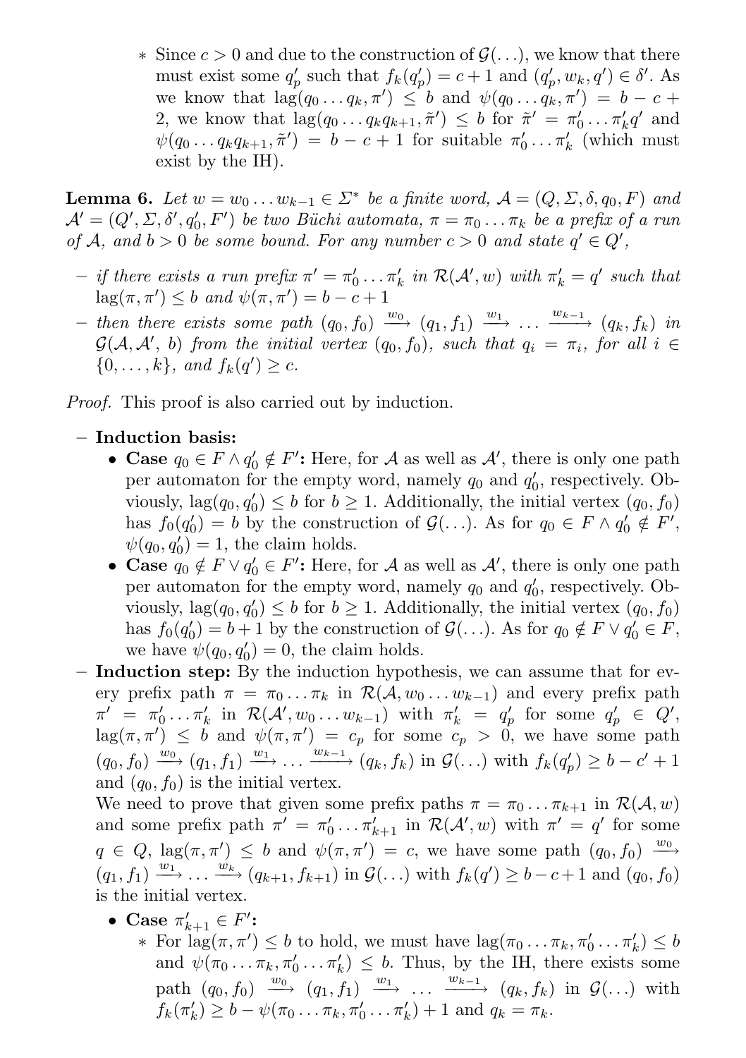- $*$ Since $c > 0$ and due to the construction of $\mathcal{G}(\ldots)$, we know that there must exist some $q'_p$ such that $f_k(q'_p) = c+1$ and $(q'_p, w_k, q') \in \delta'$. As we know that $\text{lag}(q_0 \ldots q_k, \pi') \leq b$ and $\psi(q_0 \ldots q_k, \pi') = b - c + 2$, we know that $\text{lag}(q_0 \ldots q_k q_{k+1}, \tilde{\pi}') \leq b$ for $\tilde{\pi}' = \pi'_0 \ldots \pi'_k q'$ and $\psi(q_0 \ldots q_k q_{k+1}, \tilde{\pi}') = b - c + 1$ for suitable $\pi'_0 \ldots \pi'_k$ (which must exist by the IH).

**Lemma 6.** *Let $w = w_0 \ldots w_{k-1} \in \Sigma^*$ be a finite word, $\mathcal{A} = (Q, \Sigma, \delta, q_0, F)$ and $\mathcal{A}' = (Q', \Sigma, \delta', q'_0, F')$ be two Büchi automata, $\pi = \pi_0 \ldots \pi_k$ be a prefix of a run of $\mathcal{A}$, and $b > 0$ be some bound. For any number $c > 0$ and state $q' \in Q'$,*

- *if there exists a run prefix $\pi' = \pi'_0 \ldots \pi'_k$ in $\mathcal{R}(\mathcal{A}', w)$ with $\pi'_k = q'$ such that $\text{lag}(\pi, \pi') \leq b$ and $\psi(\pi, \pi') = b - c + 1$*
- *then there exists some path $(q_0, f_0) \xrightarrow{w_0} (q_1, f_1) \xrightarrow{w_1} \ldots \xrightarrow{w_{k-1}} (q_k, f_k)$ in $\mathcal{G}(\mathcal{A}, \mathcal{A}', b)$ from the initial vertex $(q_0, f_0)$, such that $q_i = \pi_i$, for all $i \in \{0, \ldots, k\}$, and $f_k(q') \geq c$.*

*Proof.* This proof is also carried out by induction.

- **Induction basis:**
  - **Case $q_0 \in F \wedge q'_0 \notin F'$:** Here, for $\mathcal{A}$ as well as $\mathcal{A}'$, there is only one path per automaton for the empty word, namely $q_0$ and $q'_0$, respectively. Obviously, $\text{lag}(q_0, q'_0) \leq b$ for $b \geq 1$. Additionally, the initial vertex $(q_0, f_0)$ has $f_0(q'_0) = b$ by the construction of $\mathcal{G}(\ldots)$. As for $q_0 \in F \wedge q'_0 \notin F'$, $\psi(q_0, q'_0) = 1$, the claim holds.
  - **Case $q_0 \notin F \vee q'_0 \in F'$:** Here, for $\mathcal{A}$ as well as $\mathcal{A}'$, there is only one path per automaton for the empty word, namely $q_0$ and $q'_0$, respectively. Obviously, $\text{lag}(q_0, q'_0) \leq b$ for $b \geq 1$. Additionally, the initial vertex $(q_0, f_0)$ has $f_0(q'_0) = b+1$ by the construction of $\mathcal{G}(\ldots)$. As for $q_0 \notin F \vee q'_0 \in F$, we have $\psi(q_0, q'_0) = 0$, the claim holds.
- **Induction step:** By the induction hypothesis, we can assume that for every prefix path $\pi = \pi_0 \ldots \pi_k$ in $\mathcal{R}(\mathcal{A}, w_0 \ldots w_{k-1})$ and every prefix path $\pi' = \pi'_0 \ldots \pi'_k$ in $\mathcal{R}(\mathcal{A}', w_0 \ldots w_{k-1})$ with $\pi'_k = q'_p$ for some $q'_p \in Q'$, $\text{lag}(\pi, \pi') \leq b$ and $\psi(\pi, \pi') = c_p$ for some $c_p > 0$, we have some path $(q_0, f_0) \xrightarrow{w_0} (q_1, f_1) \xrightarrow{w_1} \ldots \xrightarrow{w_{k-1}} (q_k, f_k)$ in $\mathcal{G}(\ldots)$ with $f_k(q'_p) \geq b - c' + 1$ and $(q_0, f_0)$ is the initial vertex.
  
  We need to prove that given some prefix paths $\pi = \pi_0 \ldots \pi_{k+1}$ in $\mathcal{R}(\mathcal{A}, w)$ and some prefix path $\pi' = \pi'_0 \ldots \pi'_{k+1}$ in $\mathcal{R}(\mathcal{A}', w)$ with $\pi' = q'$ for some $q \in Q$, $\text{lag}(\pi, \pi') \leq b$ and $\psi(\pi, \pi') = c$, we have some path $(q_0, f_0) \xrightarrow{w_0} (q_1, f_1) \xrightarrow{w_1} \ldots \xrightarrow{w_k} (q_{k+1}, f_{k+1})$ in $\mathcal{G}(\ldots)$ with $f_k(q') \geq b - c + 1$ and $(q_0, f_0)$ is the initial vertex.
  - **Case $\pi'_{k+1} \in F'$:**
    - $*$ For $\text{lag}(\pi, \pi') \leq b$ to hold, we must have $\text{lag}(\pi_0 \ldots \pi_k, \pi'_0 \ldots \pi'_k) \leq b$ and $\psi(\pi_0 \ldots \pi_k, \pi'_0 \ldots \pi'_k) \leq b$. Thus, by the IH, there exists some path $(q_0, f_0) \xrightarrow{w_0} (q_1, f_1) \xrightarrow{w_1} \ldots \xrightarrow{w_{k-1}} (q_k, f_k)$ in $\mathcal{G}(\ldots)$ with $f_k(\pi'_k) \geq b - \psi(\pi_0 \ldots \pi_k, \pi'_0 \ldots \pi'_k) + 1$ and $q_k = \pi_k$.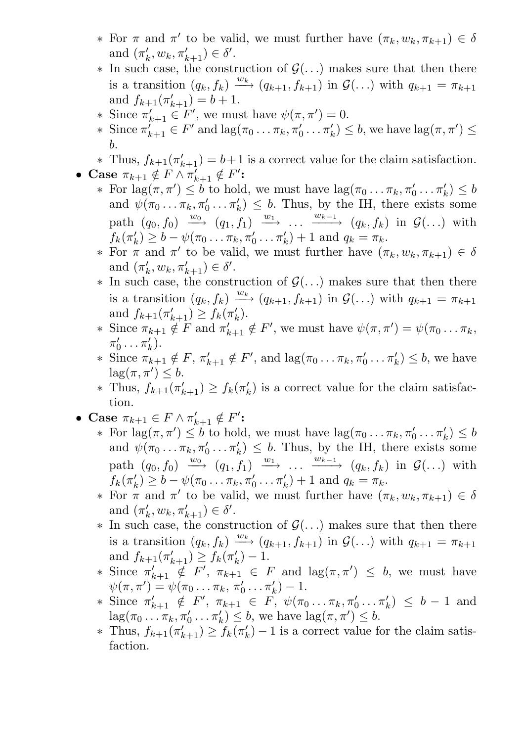- For $\pi$ and $\pi'$ to be valid, we must further have $(\pi_k, w_k, \pi_{k+1}) \in \delta$ and $(\pi'_k, w_k, \pi'_{k+1}) \in \delta'$.
  - In such case, the construction of $\mathcal{G}(\ldots)$ makes sure that then there is a transition $(q_k, f_k) \xrightarrow{w_k} (q_{k+1}, f_{k+1})$ in $\mathcal{G}(\ldots)$ with $q_{k+1} = \pi_{k+1}$ and $f_{k+1}(\pi'_{k+1}) = b + 1$.
  - Since $\pi'_{k+1} \in F'$, we must have $\psi(\pi, \pi') = 0$.
  - Since $\pi'_{k+1} \in F'$ and $\text{lag}(\pi_0 \ldots \pi_k, \pi'_0 \ldots \pi'_k) \leq b$, we have $\text{lag}(\pi, \pi') \leq b$.
  - Thus, $f_{k+1}(\pi'_{k+1}) = b+1$ is a correct value for the claim satisfaction.
- **Case $\pi_{k+1} \notin F \wedge \pi'_{k+1} \notin F'$:**
  - For $\text{lag}(\pi, \pi') \leq b$ to hold, we must have $\text{lag}(\pi_0 \ldots \pi_k, \pi'_0 \ldots \pi'_k) \leq b$ and $\psi(\pi_0 \ldots \pi_k, \pi'_0 \ldots \pi'_k) \leq b$. Thus, by the IH, there exists some path $(q_0, f_0) \xrightarrow{w_0} (q_1, f_1) \xrightarrow{w_1} \ldots \xrightarrow{w_{k-1}} (q_k, f_k)$ in $\mathcal{G}(\ldots)$ with $f_k(\pi'_k) \geq b - \psi(\pi_0 \ldots \pi_k, \pi'_0 \ldots \pi'_k) + 1$ and $q_k = \pi_k$.
  - For $\pi$ and $\pi'$ to be valid, we must further have $(\pi_k, w_k, \pi_{k+1}) \in \delta$ and $(\pi'_k, w_k, \pi'_{k+1}) \in \delta'$.
  - In such case, the construction of $\mathcal{G}(\ldots)$ makes sure that then there is a transition $(q_k, f_k) \xrightarrow{w_k} (q_{k+1}, f_{k+1})$ in $\mathcal{G}(\ldots)$ with $q_{k+1} = \pi_{k+1}$ and $f_{k+1}(\pi'_{k+1}) \geq f_k(\pi'_k)$.
  - Since $\pi_{k+1} \notin F$ and $\pi'_{k+1} \notin F'$, we must have $\psi(\pi, \pi') = \psi(\pi_0 \ldots \pi_k, \pi'_0 \ldots \pi'_k)$.
  - Since $\pi_{k+1} \notin F$, $\pi'_{k+1} \notin F'$, and $\text{lag}(\pi_0 \ldots \pi_k, \pi'_0 \ldots \pi'_k) \leq b$, we have $\text{lag}(\pi, \pi') \leq b$.
  - Thus, $f_{k+1}(\pi'_{k+1}) \geq f_k(\pi'_k)$ is a correct value for the claim satisfaction.
- **Case $\pi_{k+1} \in F \wedge \pi'_{k+1} \notin F'$:**
  - For $\text{lag}(\pi, \pi') \leq b$ to hold, we must have $\text{lag}(\pi_0 \ldots \pi_k, \pi'_0 \ldots \pi'_k) \leq b$ and $\psi(\pi_0 \ldots \pi_k, \pi'_0 \ldots \pi'_k) \leq b$. Thus, by the IH, there exists some path $(q_0, f_0) \xrightarrow{w_0} (q_1, f_1) \xrightarrow{w_1} \ldots \xrightarrow{w_{k-1}} (q_k, f_k)$ in $\mathcal{G}(\ldots)$ with $f_k(\pi'_k) \geq b - \psi(\pi_0 \ldots \pi_k, \pi'_0 \ldots \pi'_k) + 1$ and $q_k = \pi_k$.
  - For $\pi$ and $\pi'$ to be valid, we must further have $(\pi_k, w_k, \pi_{k+1}) \in \delta$ and $(\pi'_k, w_k, \pi'_{k+1}) \in \delta'$.
  - In such case, the construction of $\mathcal{G}(\ldots)$ makes sure that then there is a transition $(q_k, f_k) \xrightarrow{w_k} (q_{k+1}, f_{k+1})$ in $\mathcal{G}(\ldots)$ with $q_{k+1} = \pi_{k+1}$ and $f_{k+1}(\pi'_{k+1}) \geq f_k(\pi'_k) - 1$.
  - Since $\pi'_{k+1} \notin F'$, $\pi_{k+1} \in F$ and $\text{lag}(\pi, \pi') \leq b$, we must have $\psi(\pi, \pi') = \psi(\pi_0 \ldots \pi_k, \pi'_0 \ldots \pi'_k) - 1$.
  - Since $\pi'_{k+1} \notin F'$, $\pi_{k+1} \in F$, $\psi(\pi_0 \ldots \pi_k, \pi'_0 \ldots \pi'_k) \leq b - 1$ and $\text{lag}(\pi_0 \ldots \pi_k, \pi'_0 \ldots \pi'_k) \leq b$, we have $\text{lag}(\pi, \pi') \leq b$.
  - Thus, $f_{k+1}(\pi'_{k+1}) \geq f_k(\pi'_k) - 1$ is a correct value for the claim satisfaction.